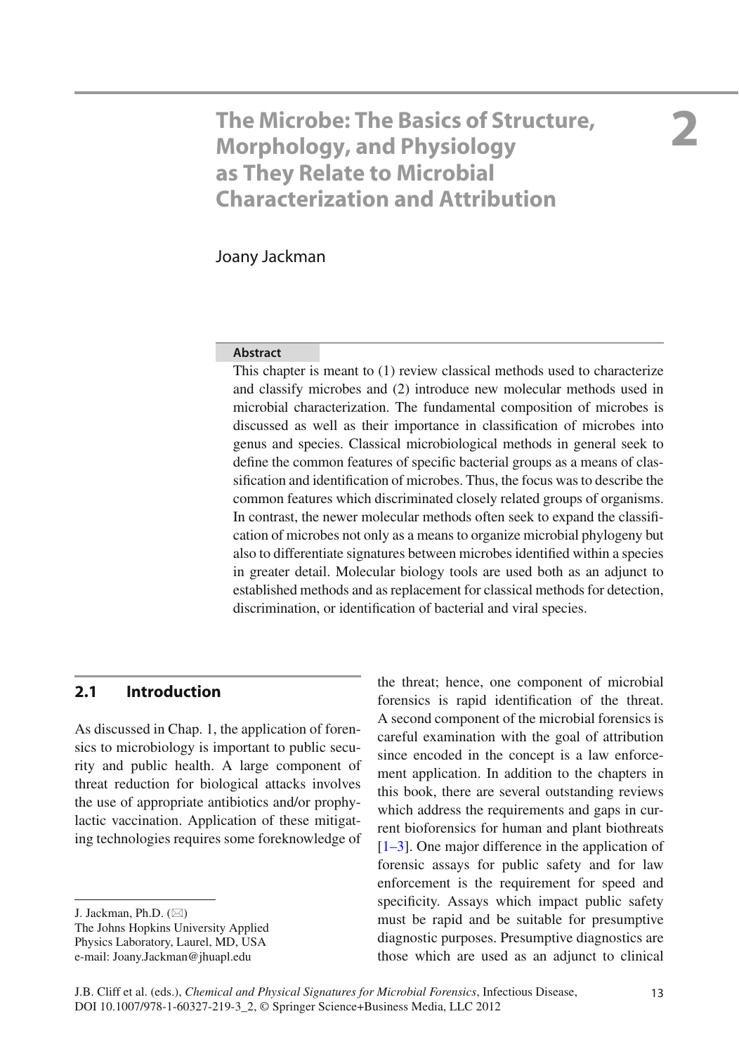# 2 The Microbe: The Basics of Structure, Morphology, and Physiology as They Relate to Microbial Characterization and Attribution

Joany Jackman

**Abstract**

This chapter is meant to (1) review classical methods used to characterize and classify microbes and (2) introduce new molecular methods used in microbial characterization. The fundamental composition of microbes is discussed as well as their importance in classification of microbes into genus and species. Classical microbiological methods in general seek to define the common features of specific bacterial groups as a means of classification and identification of microbes. Thus, the focus was to describe the common features which discriminated closely related groups of organisms. In contrast, the newer molecular methods often seek to expand the classification of microbes not only as a means to organize microbial phylogeny but also to differentiate signatures between microbes identified within a species in greater detail. Molecular biology tools are used both as an adjunct to established methods and as replacement for classical methods for detection, discrimination, or identification of bacterial and viral species.

## 2.1 Introduction

As discussed in Chap. 1, the application of forensics to microbiology is important to public security and public health. A large component of threat reduction for biological attacks involves the use of appropriate antibiotics and/or prophylactic vaccination. Application of these mitigating technologies requires some foreknowledge of the threat; hence, one component of microbial forensics is rapid identification of the threat. A second component of the microbial forensics is careful examination with the goal of attribution since encoded in the concept is a law enforcement application. In addition to the chapters in this book, there are several outstanding reviews which address the requirements and gaps in current bioforensics for human and plant biothreats [1–3]. One major difference in the application of forensic assays for public safety and for law enforcement is the requirement for speed and specificity. Assays which impact public safety must be rapid and be suitable for presumptive diagnostic purposes. Presumptive diagnostics are those which are used as an adjunct to clinical

J. Jackman, Ph.D. (✉)
The Johns Hopkins University Applied Physics Laboratory, Laurel, MD, USA
e-mail: Joany.Jackman@jhuapl.edu

J.B. Cliff et al. (eds.), *Chemical and Physical Signatures for Microbial Forensics*, Infectious Disease, DOI 10.1007/978-1-60327-219-3_2, © Springer Science+Business Media, LLC 2012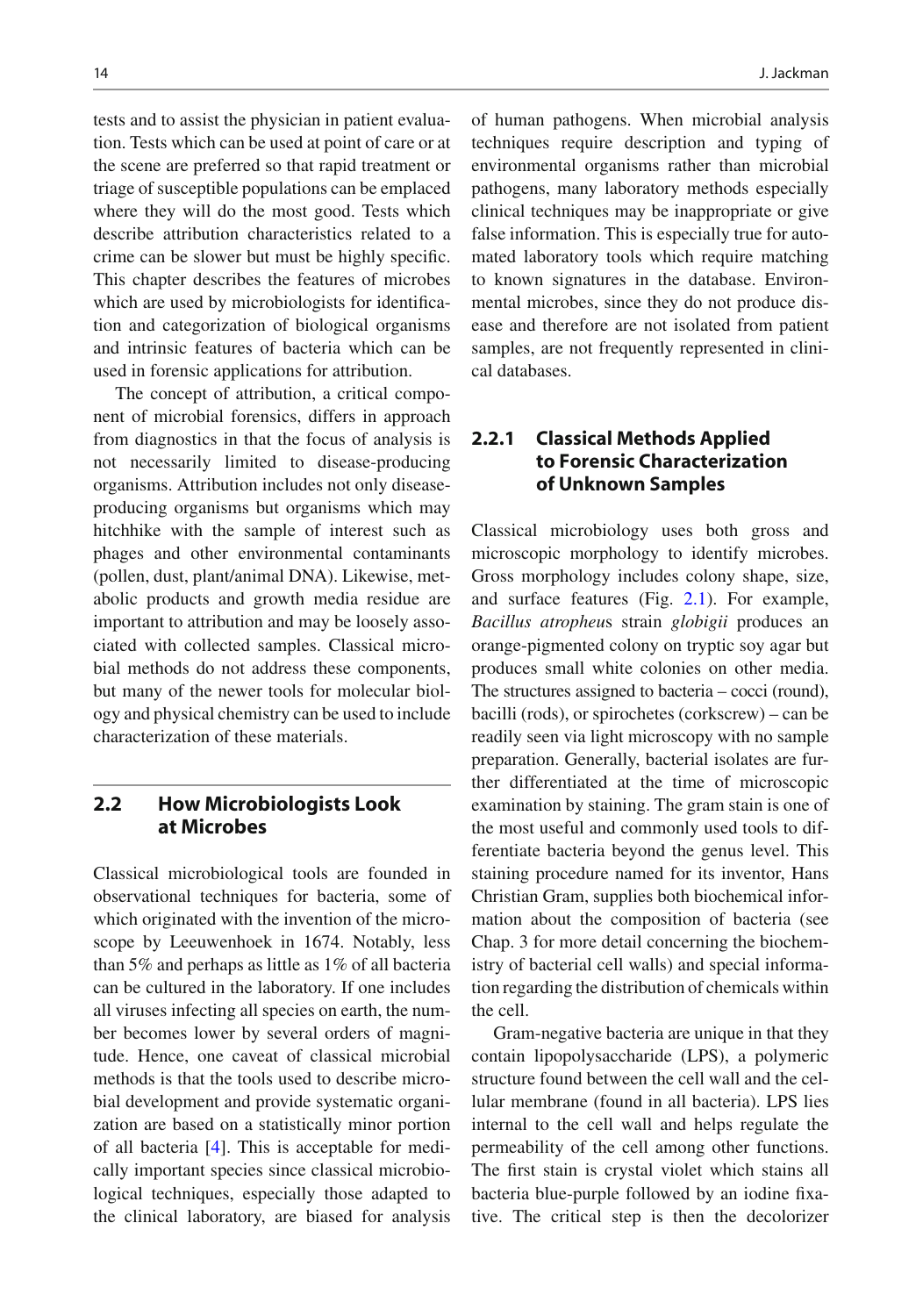tests and to assist the physician in patient evaluation. Tests which can be used at point of care or at the scene are preferred so that rapid treatment or triage of susceptible populations can be emplaced where they will do the most good. Tests which describe attribution characteristics related to a crime can be slower but must be highly specific. This chapter describes the features of microbes which are used by microbiologists for identification and categorization of biological organisms and intrinsic features of bacteria which can be used in forensic applications for attribution.

The concept of attribution, a critical component of microbial forensics, differs in approach from diagnostics in that the focus of analysis is not necessarily limited to disease-producing organisms. Attribution includes not only disease-producing organisms but organisms which may hitchhike with the sample of interest such as phages and other environmental contaminants (pollen, dust, plant/animal DNA). Likewise, metabolic products and growth media residue are important to attribution and may be loosely associated with collected samples. Classical microbial methods do not address these components, but many of the newer tools for molecular biology and physical chemistry can be used to include characterization of these materials.

## 2.2 How Microbiologists Look at Microbes

Classical microbiological tools are founded in observational techniques for bacteria, some of which originated with the invention of the microscope by Leeuwenhoek in 1674. Notably, less than 5% and perhaps as little as 1% of all bacteria can be cultured in the laboratory. If one includes all viruses infecting all species on earth, the number becomes lower by several orders of magnitude. Hence, one caveat of classical microbial methods is that the tools used to describe microbial development and provide systematic organization are based on a statistically minor portion of all bacteria [4]. This is acceptable for medically important species since classical microbiological techniques, especially those adapted to the clinical laboratory, are biased for analysis of human pathogens. When microbial analysis techniques require description and typing of environmental organisms rather than microbial pathogens, many laboratory methods especially clinical techniques may be inappropriate or give false information. This is especially true for automated laboratory tools which require matching to known signatures in the database. Environmental microbes, since they do not produce disease and therefore are not isolated from patient samples, are not frequently represented in clinical databases.

### 2.2.1 Classical Methods Applied to Forensic Characterization of Unknown Samples

Classical microbiology uses both gross and microscopic morphology to identify microbes. Gross morphology includes colony shape, size, and surface features (Fig. 2.1). For example, *Bacillus atropheus* strain *globigii* produces an orange-pigmented colony on tryptic soy agar but produces small white colonies on other media. The structures assigned to bacteria – cocci (round), bacilli (rods), or spirochetes (corkscrew) – can be readily seen via light microscopy with no sample preparation. Generally, bacterial isolates are further differentiated at the time of microscopic examination by staining. The gram stain is one of the most useful and commonly used tools to differentiate bacteria beyond the genus level. This staining procedure named for its inventor, Hans Christian Gram, supplies both biochemical information about the composition of bacteria (see Chap. 3 for more detail concerning the biochemistry of bacterial cell walls) and special information regarding the distribution of chemicals within the cell.

Gram-negative bacteria are unique in that they contain lipopolysaccharide (LPS), a polymeric structure found between the cell wall and the cellular membrane (found in all bacteria). LPS lies internal to the cell wall and helps regulate the permeability of the cell among other functions. The first stain is crystal violet which stains all bacteria blue-purple followed by an iodine fixative. The critical step is then the decolorizer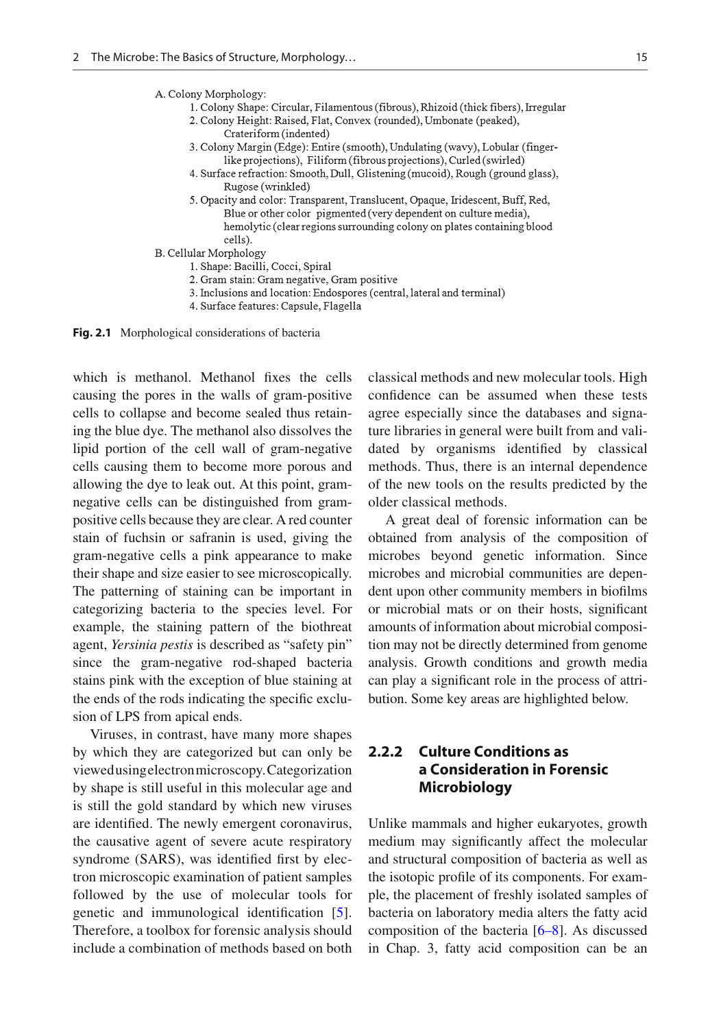A. Colony Morphology:

1. Colony Shape: Circular, Filamentous (fibrous), Rhizoid (thick fibers), Irregular
2. Colony Height: Raised, Flat, Convex (rounded), Umbonate (peaked), Crateriform (indented)
3. Colony Margin (Edge): Entire (smooth), Undulating (wavy), Lobular (finger-like projections), Filiform (fibrous projections), Curled (swirled)
4. Surface refraction: Smooth, Dull, Glistening (mucoid), Rough (ground glass), Rugose (wrinkled)
5. Opacity and color: Transparent, Translucent, Opaque, Iridescent, Buff, Red, Blue or other color pigmented (very dependent on culture media), hemolytic (clear regions surrounding colony on plates containing blood cells).

B. Cellular Morphology

1. Shape: Bacilli, Cocci, Spiral
2. Gram stain: Gram negative, Gram positive
3. Inclusions and location: Endospores (central, lateral and terminal)
4. Surface features: Capsule, Flagella

**Fig. 2.1** Morphological considerations of bacteria

which is methanol. Methanol fixes the cells causing the pores in the walls of gram-positive cells to collapse and become sealed thus retaining the blue dye. The methanol also dissolves the lipid portion of the cell wall of gram-negative cells causing them to become more porous and allowing the dye to leak out. At this point, gram-negative cells can be distinguished from gram-positive cells because they are clear. A red counter stain of fuchsin or safranin is used, giving the gram-negative cells a pink appearance to make their shape and size easier to see microscopically. The patterning of staining can be important in categorizing bacteria to the species level. For example, the staining pattern of the biothreat agent, *Yersinia pestis* is described as "safety pin" since the gram-negative rod-shaped bacteria stains pink with the exception of blue staining at the ends of the rods indicating the specific exclusion of LPS from apical ends.

Viruses, in contrast, have many more shapes by which they are categorized but can only be viewed using electron microscopy. Categorization by shape is still useful in this molecular age and is still the gold standard by which new viruses are identified. The newly emergent coronavirus, the causative agent of severe acute respiratory syndrome (SARS), was identified first by electron microscopic examination of patient samples followed by the use of molecular tools for genetic and immunological identification [5]. Therefore, a toolbox for forensic analysis should include a combination of methods based on both classical methods and new molecular tools. High confidence can be assumed when these tests agree especially since the databases and signature libraries in general were built from and validated by organisms identified by classical methods. Thus, there is an internal dependence of the new tools on the results predicted by the older classical methods.

A great deal of forensic information can be obtained from analysis of the composition of microbes beyond genetic information. Since microbes and microbial communities are dependent upon other community members in biofilms or microbial mats or on their hosts, significant amounts of information about microbial composition may not be directly determined from genome analysis. Growth conditions and growth media can play a significant role in the process of attribution. Some key areas are highlighted below.

### 2.2.2 Culture Conditions as a Consideration in Forensic Microbiology

Unlike mammals and higher eukaryotes, growth medium may significantly affect the molecular and structural composition of bacteria as well as the isotopic profile of its components. For example, the placement of freshly isolated samples of bacteria on laboratory media alters the fatty acid composition of the bacteria [6–8]. As discussed in Chap. 3, fatty acid composition can be an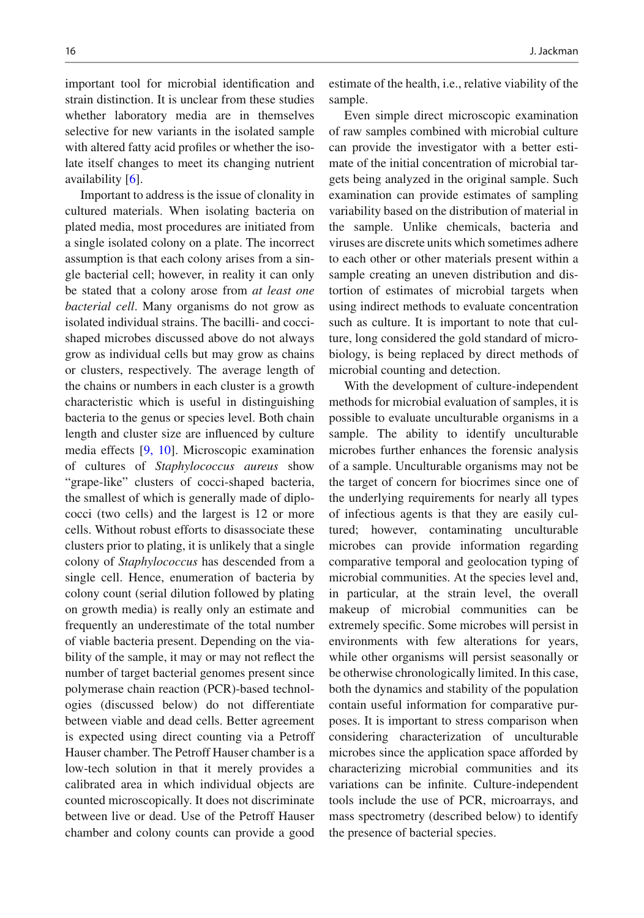important tool for microbial identification and strain distinction. It is unclear from these studies whether laboratory media are in themselves selective for new variants in the isolated sample with altered fatty acid profiles or whether the isolate itself changes to meet its changing nutrient availability [6].

Important to address is the issue of clonality in cultured materials. When isolating bacteria on plated media, most procedures are initiated from a single isolated colony on a plate. The incorrect assumption is that each colony arises from a single bacterial cell; however, in reality it can only be stated that a colony arose from *at least one bacterial cell*. Many organisms do not grow as isolated individual strains. The bacilli- and cocci-shaped microbes discussed above do not always grow as individual cells but may grow as chains or clusters, respectively. The average length of the chains or numbers in each cluster is a growth characteristic which is useful in distinguishing bacteria to the genus or species level. Both chain length and cluster size are influenced by culture media effects [9, 10]. Microscopic examination of cultures of *Staphylococcus aureus* show "grape-like" clusters of cocci-shaped bacteria, the smallest of which is generally made of diplococci (two cells) and the largest is 12 or more cells. Without robust efforts to disassociate these clusters prior to plating, it is unlikely that a single colony of *Staphylococcus* has descended from a single cell. Hence, enumeration of bacteria by colony count (serial dilution followed by plating on growth media) is really only an estimate and frequently an underestimate of the total number of viable bacteria present. Depending on the viability of the sample, it may or may not reflect the number of target bacterial genomes present since polymerase chain reaction (PCR)-based technologies (discussed below) do not differentiate between viable and dead cells. Better agreement is expected using direct counting via a Petroff Hauser chamber. The Petroff Hauser chamber is a low-tech solution in that it merely provides a calibrated area in which individual objects are counted microscopically. It does not discriminate between live or dead. Use of the Petroff Hauser chamber and colony counts can provide a good estimate of the health, i.e., relative viability of the sample.

Even simple direct microscopic examination of raw samples combined with microbial culture can provide the investigator with a better estimate of the initial concentration of microbial targets being analyzed in the original sample. Such examination can provide estimates of sampling variability based on the distribution of material in the sample. Unlike chemicals, bacteria and viruses are discrete units which sometimes adhere to each other or other materials present within a sample creating an uneven distribution and distortion of estimates of microbial targets when using indirect methods to evaluate concentration such as culture. It is important to note that culture, long considered the gold standard of microbiology, is being replaced by direct methods of microbial counting and detection.

With the development of culture-independent methods for microbial evaluation of samples, it is possible to evaluate unculturable organisms in a sample. The ability to identify unculturable microbes further enhances the forensic analysis of a sample. Unculturable organisms may not be the target of concern for biocrimes since one of the underlying requirements for nearly all types of infectious agents is that they are easily cultured; however, contaminating unculturable microbes can provide information regarding comparative temporal and geolocation typing of microbial communities. At the species level and, in particular, at the strain level, the overall makeup of microbial communities can be extremely specific. Some microbes will persist in environments with few alterations for years, while other organisms will persist seasonally or be otherwise chronologically limited. In this case, both the dynamics and stability of the population contain useful information for comparative purposes. It is important to stress comparison when considering characterization of unculturable microbes since the application space afforded by characterizing microbial communities and its variations can be infinite. Culture-independent tools include the use of PCR, microarrays, and mass spectrometry (described below) to identify the presence of bacterial species.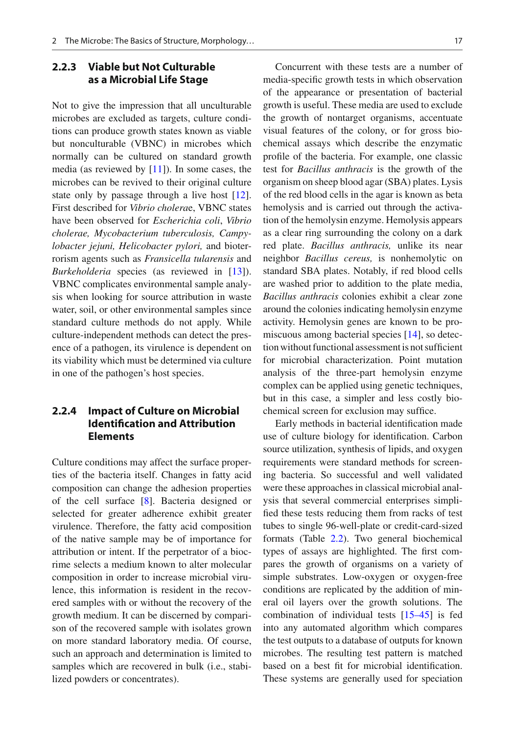### 2.2.3 Viable but Not Culturable as a Microbial Life Stage

Not to give the impression that all unculturable microbes are excluded as targets, culture conditions can produce growth states known as viable but nonculturable (VBNC) in microbes which normally can be cultured on standard growth media (as reviewed by [11]). In some cases, the microbes can be revived to their original culture state only by passage through a live host [12]. First described for *Vibrio cholera*e, VBNC states have been observed for *Escherichia coli*, *Vibrio cholerae, Mycobacterium tuberculosis, Campylobacter jejuni, Helicobacter pylori,* and bioterrorism agents such as *Fransicella tularensis* and *Burkeholderia* species (as reviewed in [13]). VBNC complicates environmental sample analysis when looking for source attribution in waste water, soil, or other environmental samples since standard culture methods do not apply. While culture-independent methods can detect the presence of a pathogen, its virulence is dependent on its viability which must be determined via culture in one of the pathogen's host species.

### 2.2.4 Impact of Culture on Microbial Identification and Attribution Elements

Culture conditions may affect the surface properties of the bacteria itself. Changes in fatty acid composition can change the adhesion properties of the cell surface [8]. Bacteria designed or selected for greater adherence exhibit greater virulence. Therefore, the fatty acid composition of the native sample may be of importance for attribution or intent. If the perpetrator of a biocrime selects a medium known to alter molecular composition in order to increase microbial virulence, this information is resident in the recovered samples with or without the recovery of the growth medium. It can be discerned by comparison of the recovered sample with isolates grown on more standard laboratory media. Of course, such an approach and determination is limited to samples which are recovered in bulk (i.e., stabilized powders or concentrates).

Concurrent with these tests are a number of media-specific growth tests in which observation of the appearance or presentation of bacterial growth is useful. These media are used to exclude the growth of nontarget organisms, accentuate visual features of the colony, or for gross biochemical assays which describe the enzymatic profile of the bacteria. For example, one classic test for *Bacillus anthracis* is the growth of the organism on sheep blood agar (SBA) plates. Lysis of the red blood cells in the agar is known as beta hemolysis and is carried out through the activation of the hemolysin enzyme. Hemolysis appears as a clear ring surrounding the colony on a dark red plate. *Bacillus anthracis,* unlike its near neighbor *Bacillus cereus,* is nonhemolytic on standard SBA plates. Notably, if red blood cells are washed prior to addition to the plate media, *Bacillus anthracis* colonies exhibit a clear zone around the colonies indicating hemolysin enzyme activity. Hemolysin genes are known to be promiscuous among bacterial species [14], so detection without functional assessment is not sufficient for microbial characterization. Point mutation analysis of the three-part hemolysin enzyme complex can be applied using genetic techniques, but in this case, a simpler and less costly biochemical screen for exclusion may suffice.

Early methods in bacterial identification made use of culture biology for identification. Carbon source utilization, synthesis of lipids, and oxygen requirements were standard methods for screening bacteria. So successful and well validated were these approaches in classical microbial analysis that several commercial enterprises simplified these tests reducing them from racks of test tubes to single 96-well-plate or credit-card-sized formats (Table 2.2). Two general biochemical types of assays are highlighted. The first compares the growth of organisms on a variety of simple substrates. Low-oxygen or oxygen-free conditions are replicated by the addition of mineral oil layers over the growth solutions. The combination of individual tests [15–45] is fed into any automated algorithm which compares the test outputs to a database of outputs for known microbes. The resulting test pattern is matched based on a best fit for microbial identification. These systems are generally used for speciation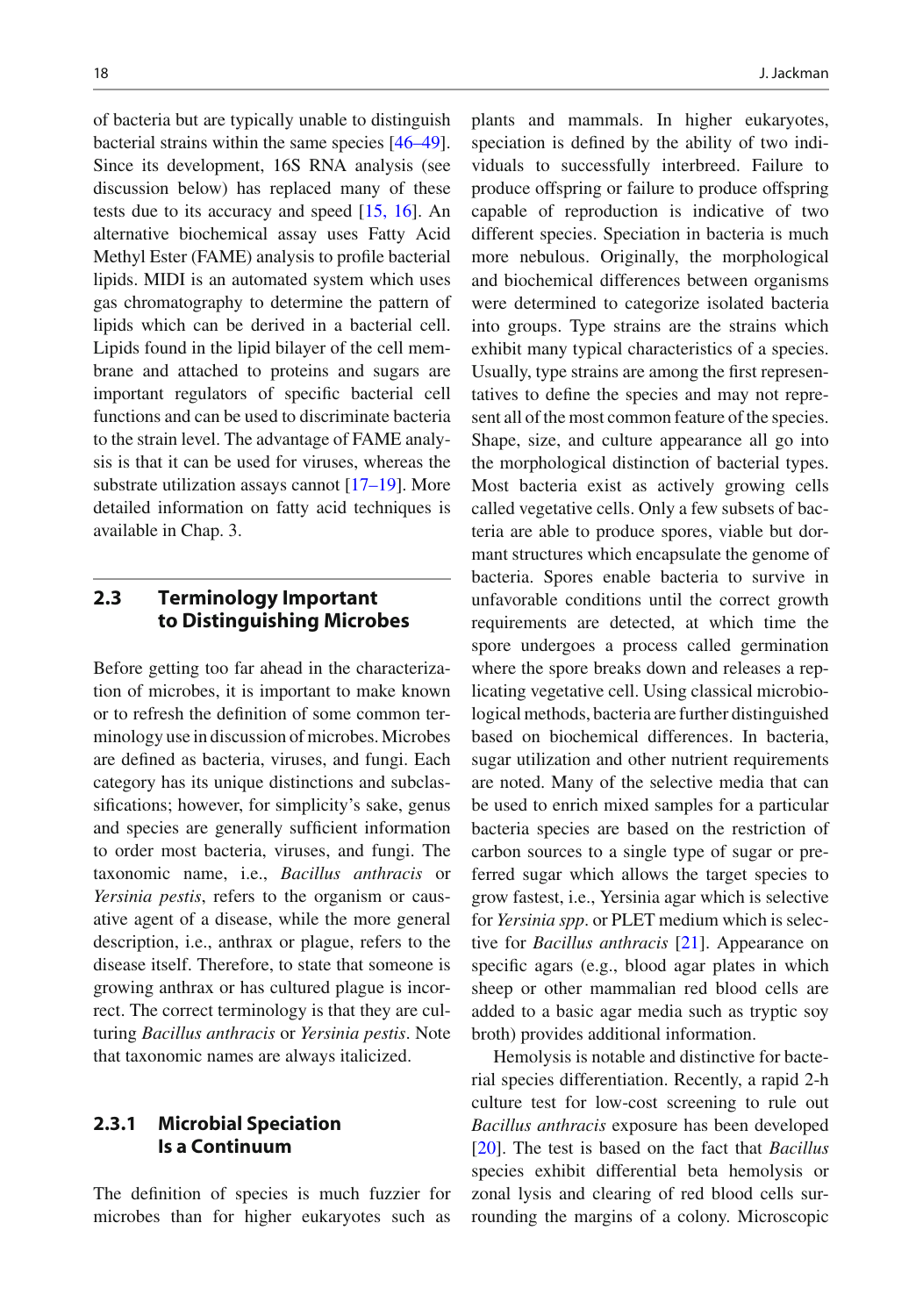of bacteria but are typically unable to distinguish bacterial strains within the same species [46–49]. Since its development, 16S RNA analysis (see discussion below) has replaced many of these tests due to its accuracy and speed [15, 16]. An alternative biochemical assay uses Fatty Acid Methyl Ester (FAME) analysis to profile bacterial lipids. MIDI is an automated system which uses gas chromatography to determine the pattern of lipids which can be derived in a bacterial cell. Lipids found in the lipid bilayer of the cell membrane and attached to proteins and sugars are important regulators of specific bacterial cell functions and can be used to discriminate bacteria to the strain level. The advantage of FAME analysis is that it can be used for viruses, whereas the substrate utilization assays cannot [17–19]. More detailed information on fatty acid techniques is available in Chap. 3.

## 2.3 Terminology Important to Distinguishing Microbes

Before getting too far ahead in the characterization of microbes, it is important to make known or to refresh the definition of some common terminology use in discussion of microbes. Microbes are defined as bacteria, viruses, and fungi. Each category has its unique distinctions and subclassifications; however, for simplicity's sake, genus and species are generally sufficient information to order most bacteria, viruses, and fungi. The taxonomic name, i.e., *Bacillus anthracis* or *Yersinia pestis*, refers to the organism or causative agent of a disease, while the more general description, i.e., anthrax or plague, refers to the disease itself. Therefore, to state that someone is growing anthrax or has cultured plague is incorrect. The correct terminology is that they are culturing *Bacillus anthracis* or *Yersinia pestis*. Note that taxonomic names are always italicized.

### 2.3.1 Microbial Speciation Is a Continuum

The definition of species is much fuzzier for microbes than for higher eukaryotes such as plants and mammals. In higher eukaryotes, speciation is defined by the ability of two individuals to successfully interbreed. Failure to produce offspring or failure to produce offspring capable of reproduction is indicative of two different species. Speciation in bacteria is much more nebulous. Originally, the morphological and biochemical differences between organisms were determined to categorize isolated bacteria into groups. Type strains are the strains which exhibit many typical characteristics of a species. Usually, type strains are among the first representatives to define the species and may not represent all of the most common feature of the species. Shape, size, and culture appearance all go into the morphological distinction of bacterial types. Most bacteria exist as actively growing cells called vegetative cells. Only a few subsets of bacteria are able to produce spores, viable but dormant structures which encapsulate the genome of bacteria. Spores enable bacteria to survive in unfavorable conditions until the correct growth requirements are detected, at which time the spore undergoes a process called germination where the spore breaks down and releases a replicating vegetative cell. Using classical microbiological methods, bacteria are further distinguished based on biochemical differences. In bacteria, sugar utilization and other nutrient requirements are noted. Many of the selective media that can be used to enrich mixed samples for a particular bacteria species are based on the restriction of carbon sources to a single type of sugar or preferred sugar which allows the target species to grow fastest, i.e., Yersinia agar which is selective for *Yersinia spp*. or PLET medium which is selective for *Bacillus anthracis* [21]. Appearance on specific agars (e.g., blood agar plates in which sheep or other mammalian red blood cells are added to a basic agar media such as tryptic soy broth) provides additional information.

Hemolysis is notable and distinctive for bacterial species differentiation. Recently, a rapid 2-h culture test for low-cost screening to rule out *Bacillus anthracis* exposure has been developed [20]. The test is based on the fact that *Bacillus* species exhibit differential beta hemolysis or zonal lysis and clearing of red blood cells surrounding the margins of a colony. Microscopic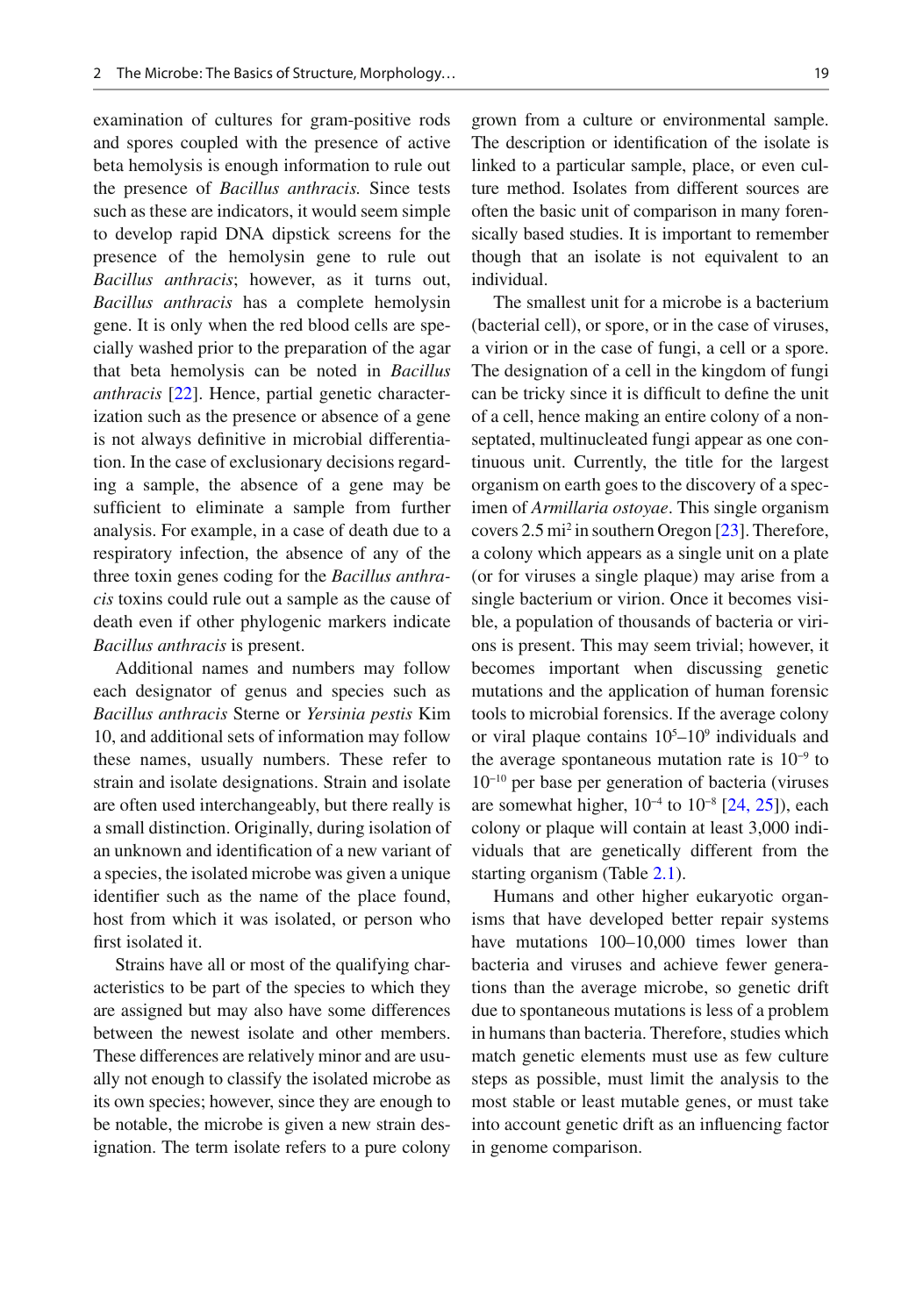examination of cultures for gram-positive rods and spores coupled with the presence of active beta hemolysis is enough information to rule out the presence of *Bacillus anthracis.* Since tests such as these are indicators, it would seem simple to develop rapid DNA dipstick screens for the presence of the hemolysin gene to rule out *Bacillus anthracis*; however, as it turns out, *Bacillus anthracis* has a complete hemolysin gene. It is only when the red blood cells are specially washed prior to the preparation of the agar that beta hemolysis can be noted in *Bacillus anthracis* [22]. Hence, partial genetic characterization such as the presence or absence of a gene is not always definitive in microbial differentiation. In the case of exclusionary decisions regarding a sample, the absence of a gene may be sufficient to eliminate a sample from further analysis. For example, in a case of death due to a respiratory infection, the absence of any of the three toxin genes coding for the *Bacillus anthracis* toxins could rule out a sample as the cause of death even if other phylogenic markers indicate *Bacillus anthracis* is present.

Additional names and numbers may follow each designator of genus and species such as *Bacillus anthracis* Sterne or *Yersinia pestis* Kim 10, and additional sets of information may follow these names, usually numbers. These refer to strain and isolate designations. Strain and isolate are often used interchangeably, but there really is a small distinction. Originally, during isolation of an unknown and identification of a new variant of a species, the isolated microbe was given a unique identifier such as the name of the place found, host from which it was isolated, or person who first isolated it.

Strains have all or most of the qualifying characteristics to be part of the species to which they are assigned but may also have some differences between the newest isolate and other members. These differences are relatively minor and are usually not enough to classify the isolated microbe as its own species; however, since they are enough to be notable, the microbe is given a new strain designation. The term isolate refers to a pure colony grown from a culture or environmental sample. The description or identification of the isolate is linked to a particular sample, place, or even culture method. Isolates from different sources are often the basic unit of comparison in many forensically based studies. It is important to remember though that an isolate is not equivalent to an individual.

The smallest unit for a microbe is a bacterium (bacterial cell), or spore, or in the case of viruses, a virion or in the case of fungi, a cell or a spore. The designation of a cell in the kingdom of fungi can be tricky since it is difficult to define the unit of a cell, hence making an entire colony of a non-septated, multinucleated fungi appear as one continuous unit. Currently, the title for the largest organism on earth goes to the discovery of a specimen of *Armillaria ostoyae*. This single organism covers 2.5 $mi^2$ in southern Oregon [23]. Therefore, a colony which appears as a single unit on a plate (or for viruses a single plaque) may arise from a single bacterium or virion. Once it becomes visible, a population of thousands of bacteria or virions is present. This may seem trivial; however, it becomes important when discussing genetic mutations and the application of human forensic tools to microbial forensics. If the average colony or viral plaque contains $10^5$–$10^9$ individuals and the average spontaneous mutation rate is $10^{-9}$ to $10^{-10}$ per base per generation of bacteria (viruses are somewhat higher, $10^{-4}$ to $10^{-8}$ [24, 25]), each colony or plaque will contain at least 3,000 individuals that are genetically different from the starting organism (Table 2.1).

Humans and other higher eukaryotic organisms that have developed better repair systems have mutations 100–10,000 times lower than bacteria and viruses and achieve fewer generations than the average microbe, so genetic drift due to spontaneous mutations is less of a problem in humans than bacteria. Therefore, studies which match genetic elements must use as few culture steps as possible, must limit the analysis to the most stable or least mutable genes, or must take into account genetic drift as an influencing factor in genome comparison.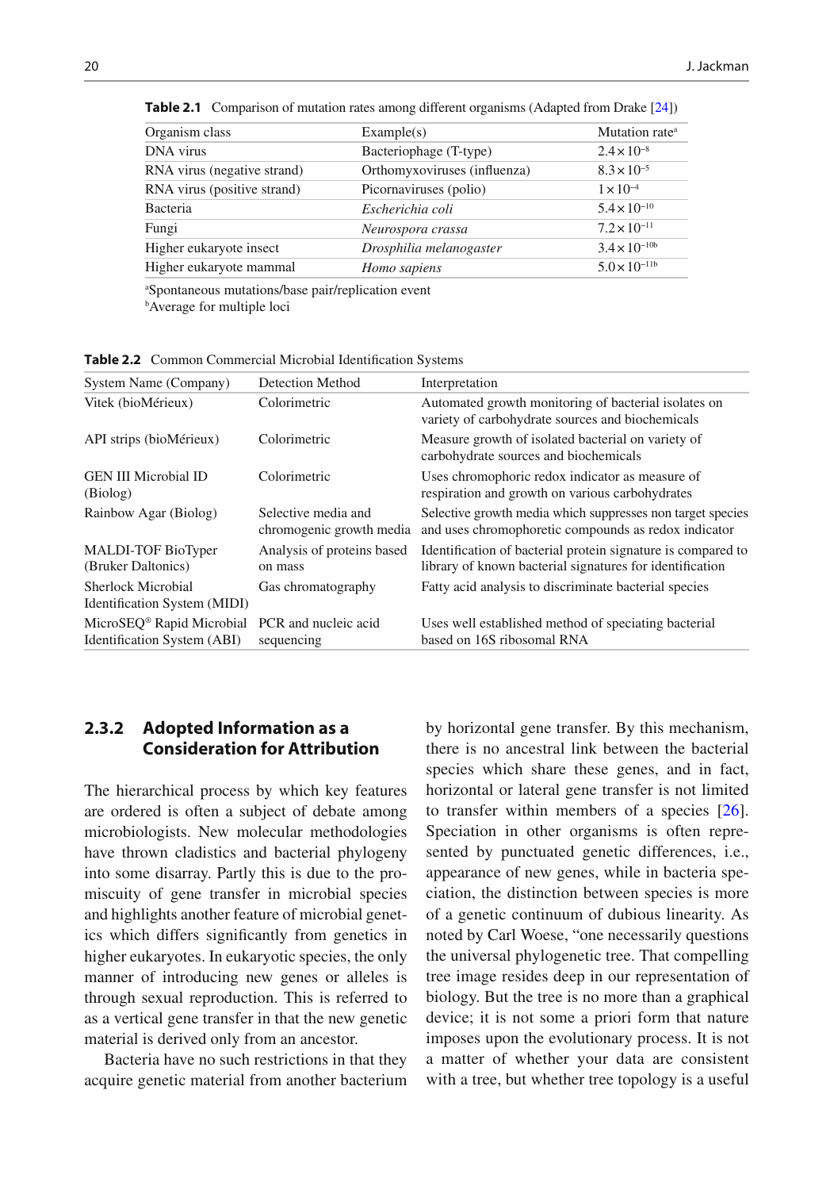**Table 2.1** Comparison of mutation rates among different organisms (Adapted from Drake [24])

| Organism class | Example(s) | Mutation rate[a] |
|---|---|---|
| DNA virus | Bacteriophage (T-type) | $2.4 \times 10^{-8}$ |
| RNA virus (negative strand) | Orthomyxoviruses (influenza) | $8.3 \times 10^{-5}$ |
| RNA virus (positive strand) | Picornaviruses (polio) | $1 \times 10^{-4}$ |
| Bacteria | *Escherichia coli* | $5.4 \times 10^{-10}$ |
| Fungi | *Neurospora crassa* | $7.2 \times 10^{-11}$ |
| Higher eukaryote insect | *Drosphilia melanogaster* | $3.4 \times 10^{-10}$[b] |
| Higher eukaryote mammal | *Homo sapiens* | $5.0 \times 10^{-11}$[b] |

[a]Spontaneous mutations/base pair/replication event
[b]Average for multiple loci

**Table 2.2** Common Commercial Microbial Identification Systems

| System Name (Company) | Detection Method | Interpretation |
|---|---|---|
| Vitek (bioMérieux) | Colorimetric | Automated growth monitoring of bacterial isolates on variety of carbohydrate sources and biochemicals |
| API strips (bioMérieux) | Colorimetric | Measure growth of isolated bacterial on variety of carbohydrate sources and biochemicals |
| GEN III Microbial ID (Biolog) | Colorimetric | Uses chromophoric redox indicator as measure of respiration and growth on various carbohydrates |
| Rainbow Agar (Biolog) | Selective media and chromogenic growth media | Selective growth media which suppresses non target species and uses chromophoretic compounds as redox indicator |
| MALDI-TOF BioTyper (Bruker Daltonics) | Analysis of proteins based on mass | Identification of bacterial protein signature is compared to library of known bacterial signatures for identification |
| Sherlock Microbial Identification System (MIDI) | Gas chromatography | Fatty acid analysis to discriminate bacterial species |
| MicroSEQ® Rapid Microbial Identification System (ABI) | PCR and nucleic acid sequencing | Uses well established method of speciating bacterial based on 16S ribosomal RNA |

### 2.3.2 Adopted Information as a Consideration for Attribution

The hierarchical process by which key features are ordered is often a subject of debate among microbiologists. New molecular methodologies have thrown cladistics and bacterial phylogeny into some disarray. Partly this is due to the promiscuity of gene transfer in microbial species and highlights another feature of microbial genetics which differs significantly from genetics in higher eukaryotes. In eukaryotic species, the only manner of introducing new genes or alleles is through sexual reproduction. This is referred to as a vertical gene transfer in that the new genetic material is derived only from an ancestor.

Bacteria have no such restrictions in that they acquire genetic material from another bacterium by horizontal gene transfer. By this mechanism, there is no ancestral link between the bacterial species which share these genes, and in fact, horizontal or lateral gene transfer is not limited to transfer within members of a species [26]. Speciation in other organisms is often represented by punctuated genetic differences, i.e., appearance of new genes, while in bacteria speciation, the distinction between species is more of a genetic continuum of dubious linearity. As noted by Carl Woese, "one necessarily questions the universal phylogenetic tree. That compelling tree image resides deep in our representation of biology. But the tree is no more than a graphical device; it is not some a priori form that nature imposes upon the evolutionary process. It is not a matter of whether your data are consistent with a tree, but whether tree topology is a useful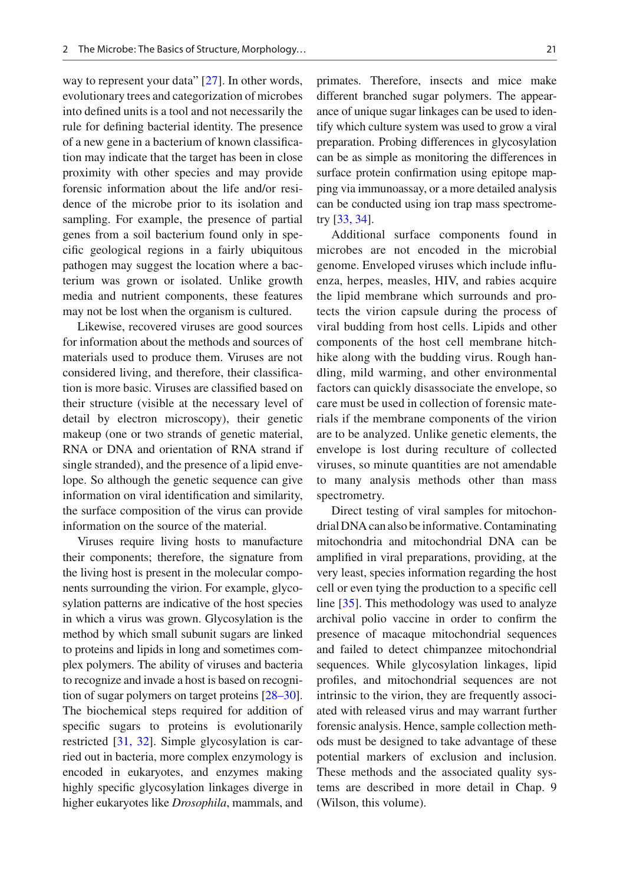way to represent your data" [27]. In other words, evolutionary trees and categorization of microbes into defined units is a tool and not necessarily the rule for defining bacterial identity. The presence of a new gene in a bacterium of known classification may indicate that the target has been in close proximity with other species and may provide forensic information about the life and/or residence of the microbe prior to its isolation and sampling. For example, the presence of partial genes from a soil bacterium found only in specific geological regions in a fairly ubiquitous pathogen may suggest the location where a bacterium was grown or isolated. Unlike growth media and nutrient components, these features may not be lost when the organism is cultured.

Likewise, recovered viruses are good sources for information about the methods and sources of materials used to produce them. Viruses are not considered living, and therefore, their classification is more basic. Viruses are classified based on their structure (visible at the necessary level of detail by electron microscopy), their genetic makeup (one or two strands of genetic material, RNA or DNA and orientation of RNA strand if single stranded), and the presence of a lipid envelope. So although the genetic sequence can give information on viral identification and similarity, the surface composition of the virus can provide information on the source of the material.

Viruses require living hosts to manufacture their components; therefore, the signature from the living host is present in the molecular components surrounding the virion. For example, glycosylation patterns are indicative of the host species in which a virus was grown. Glycosylation is the method by which small subunit sugars are linked to proteins and lipids in long and sometimes complex polymers. The ability of viruses and bacteria to recognize and invade a host is based on recognition of sugar polymers on target proteins [28–30]. The biochemical steps required for addition of specific sugars to proteins is evolutionarily restricted [31, 32]. Simple glycosylation is carried out in bacteria, more complex enzymology is encoded in eukaryotes, and enzymes making highly specific glycosylation linkages diverge in higher eukaryotes like *Drosophila*, mammals, and primates. Therefore, insects and mice make different branched sugar polymers. The appearance of unique sugar linkages can be used to identify which culture system was used to grow a viral preparation. Probing differences in glycosylation can be as simple as monitoring the differences in surface protein confirmation using epitope mapping via immunoassay, or a more detailed analysis can be conducted using ion trap mass spectrometry [33, 34].

Additional surface components found in microbes are not encoded in the microbial genome. Enveloped viruses which include influenza, herpes, measles, HIV, and rabies acquire the lipid membrane which surrounds and protects the virion capsule during the process of viral budding from host cells. Lipids and other components of the host cell membrane hitchhike along with the budding virus. Rough handling, mild warming, and other environmental factors can quickly disassociate the envelope, so care must be used in collection of forensic materials if the membrane components of the virion are to be analyzed. Unlike genetic elements, the envelope is lost during reculture of collected viruses, so minute quantities are not amendable to many analysis methods other than mass spectrometry.

Direct testing of viral samples for mitochondrial DNA can also be informative. Contaminating mitochondria and mitochondrial DNA can be amplified in viral preparations, providing, at the very least, species information regarding the host cell or even tying the production to a specific cell line [35]. This methodology was used to analyze archival polio vaccine in order to confirm the presence of macaque mitochondrial sequences and failed to detect chimpanzee mitochondrial sequences. While glycosylation linkages, lipid profiles, and mitochondrial sequences are not intrinsic to the virion, they are frequently associated with released virus and may warrant further forensic analysis. Hence, sample collection methods must be designed to take advantage of these potential markers of exclusion and inclusion. These methods and the associated quality systems are described in more detail in Chap. 9 (Wilson, this volume).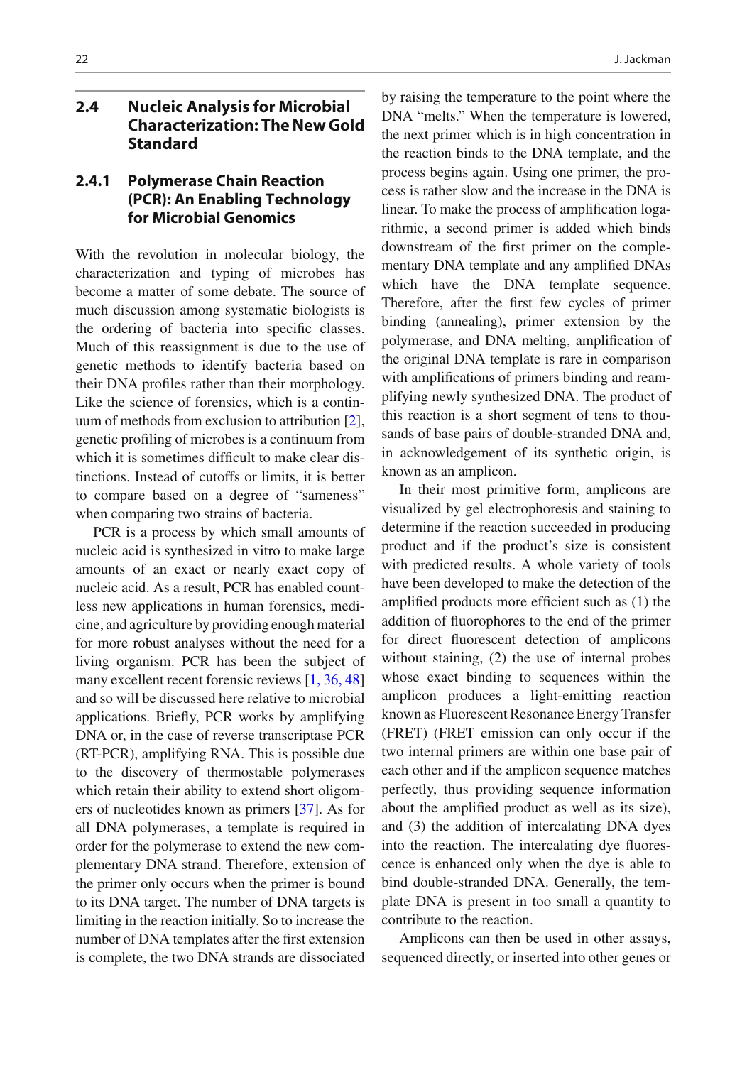## 2.4 Nucleic Analysis for Microbial Characterization: The New Gold Standard

### 2.4.1 Polymerase Chain Reaction (PCR): An Enabling Technology for Microbial Genomics

With the revolution in molecular biology, the characterization and typing of microbes has become a matter of some debate. The source of much discussion among systematic biologists is the ordering of bacteria into specific classes. Much of this reassignment is due to the use of genetic methods to identify bacteria based on their DNA profiles rather than their morphology. Like the science of forensics, which is a continuum of methods from exclusion to attribution [2], genetic profiling of microbes is a continuum from which it is sometimes difficult to make clear distinctions. Instead of cutoffs or limits, it is better to compare based on a degree of "sameness" when comparing two strains of bacteria.

PCR is a process by which small amounts of nucleic acid is synthesized in vitro to make large amounts of an exact or nearly exact copy of nucleic acid. As a result, PCR has enabled countless new applications in human forensics, medicine, and agriculture by providing enough material for more robust analyses without the need for a living organism. PCR has been the subject of many excellent recent forensic reviews [1, 36, 48] and so will be discussed here relative to microbial applications. Briefly, PCR works by amplifying DNA or, in the case of reverse transcriptase PCR (RT-PCR), amplifying RNA. This is possible due to the discovery of thermostable polymerases which retain their ability to extend short oligomers of nucleotides known as primers [37]. As for all DNA polymerases, a template is required in order for the polymerase to extend the new complementary DNA strand. Therefore, extension of the primer only occurs when the primer is bound to its DNA target. The number of DNA targets is limiting in the reaction initially. So to increase the number of DNA templates after the first extension is complete, the two DNA strands are dissociated by raising the temperature to the point where the DNA "melts." When the temperature is lowered, the next primer which is in high concentration in the reaction binds to the DNA template, and the process begins again. Using one primer, the process is rather slow and the increase in the DNA is linear. To make the process of amplification logarithmic, a second primer is added which binds downstream of the first primer on the complementary DNA template and any amplified DNAs which have the DNA template sequence. Therefore, after the first few cycles of primer binding (annealing), primer extension by the polymerase, and DNA melting, amplification of the original DNA template is rare in comparison with amplifications of primers binding and reamplifying newly synthesized DNA. The product of this reaction is a short segment of tens to thousands of base pairs of double-stranded DNA and, in acknowledgement of its synthetic origin, is known as an amplicon.

In their most primitive form, amplicons are visualized by gel electrophoresis and staining to determine if the reaction succeeded in producing product and if the product's size is consistent with predicted results. A whole variety of tools have been developed to make the detection of the amplified products more efficient such as (1) the addition of fluorophores to the end of the primer for direct fluorescent detection of amplicons without staining, (2) the use of internal probes whose exact binding to sequences within the amplicon produces a light-emitting reaction known as Fluorescent Resonance Energy Transfer (FRET) (FRET emission can only occur if the two internal primers are within one base pair of each other and if the amplicon sequence matches perfectly, thus providing sequence information about the amplified product as well as its size), and (3) the addition of intercalating DNA dyes into the reaction. The intercalating dye fluorescence is enhanced only when the dye is able to bind double-stranded DNA. Generally, the template DNA is present in too small a quantity to contribute to the reaction.

Amplicons can then be used in other assays, sequenced directly, or inserted into other genes or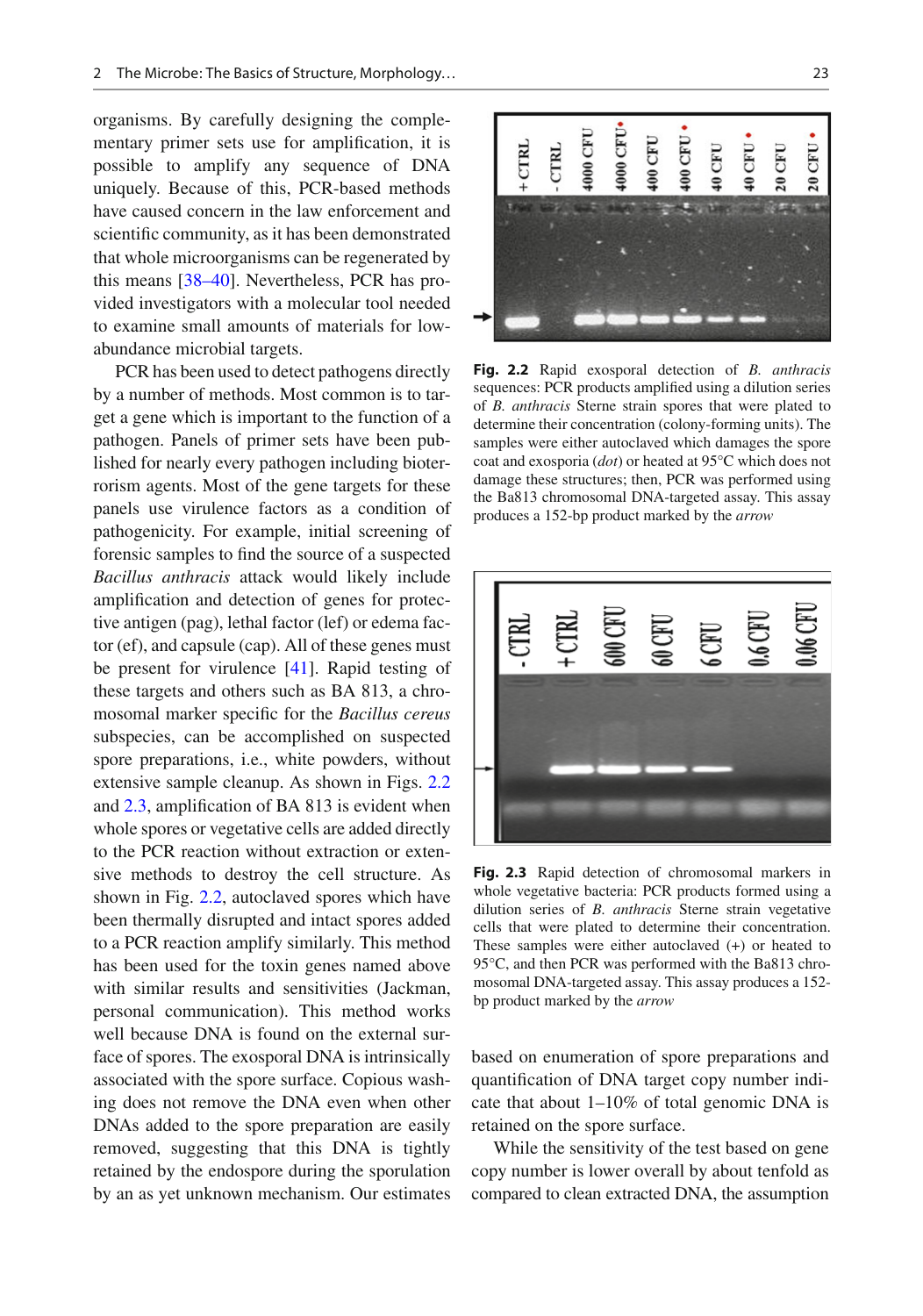organisms. By carefully designing the complementary primer sets use for amplification, it is possible to amplify any sequence of DNA uniquely. Because of this, PCR-based methods have caused concern in the law enforcement and scientific community, as it has been demonstrated that whole microorganisms can be regenerated by this means [38–40]. Nevertheless, PCR has provided investigators with a molecular tool needed to examine small amounts of materials for low-abundance microbial targets.

PCR has been used to detect pathogens directly by a number of methods. Most common is to target a gene which is important to the function of a pathogen. Panels of primer sets have been published for nearly every pathogen including bioterrorism agents. Most of the gene targets for these panels use virulence factors as a condition of pathogenicity. For example, initial screening of forensic samples to find the source of a suspected *Bacillus anthracis* attack would likely include amplification and detection of genes for protective antigen (pag), lethal factor (lef) or edema factor (ef), and capsule (cap). All of these genes must be present for virulence [41]. Rapid testing of these targets and others such as BA 813, a chromosomal marker specific for the *Bacillus cereus* subspecies, can be accomplished on suspected spore preparations, i.e., white powders, without extensive sample cleanup. As shown in Figs. 2.2 and 2.3, amplification of BA 813 is evident when whole spores or vegetative cells are added directly to the PCR reaction without extraction or extensive methods to destroy the cell structure. As shown in Fig. 2.2, autoclaved spores which have been thermally disrupted and intact spores added to a PCR reaction amplify similarly. This method has been used for the toxin genes named above with similar results and sensitivities (Jackman, personal communication). This method works well because DNA is found on the external surface of spores. The exosporal DNA is intrinsically associated with the spore surface. Copious washing does not remove the DNA even when other DNAs added to the spore preparation are easily removed, suggesting that this DNA is tightly retained by the endospore during the sporulation by an as yet unknown mechanism. Our estimates based on enumeration of spore preparations and quantification of DNA target copy number indicate that about 1–10% of total genomic DNA is retained on the spore surface.

**Fig. 2.2** Rapid exosporal detection of *B. anthracis* sequences: PCR products amplified using a dilution series of *B. anthracis* Sterne strain spores that were plated to determine their concentration (colony-forming units). The samples were either autoclaved which damages the spore coat and exosporia (*dot*) or heated at 95°C which does not damage these structures; then, PCR was performed using the Ba813 chromosomal DNA-targeted assay. This assay produces a 152-bp product marked by the *arrow*

**Fig. 2.3** Rapid detection of chromosomal markers in whole vegetative bacteria: PCR products formed using a dilution series of *B. anthracis* Sterne strain vegetative cells that were plated to determine their concentration. These samples were either autoclaved (+) or heated to 95°C, and then PCR was performed with the Ba813 chromosomal DNA-targeted assay. This assay produces a 152-bp product marked by the *arrow*

While the sensitivity of the test based on gene copy number is lower overall by about tenfold as compared to clean extracted DNA, the assumption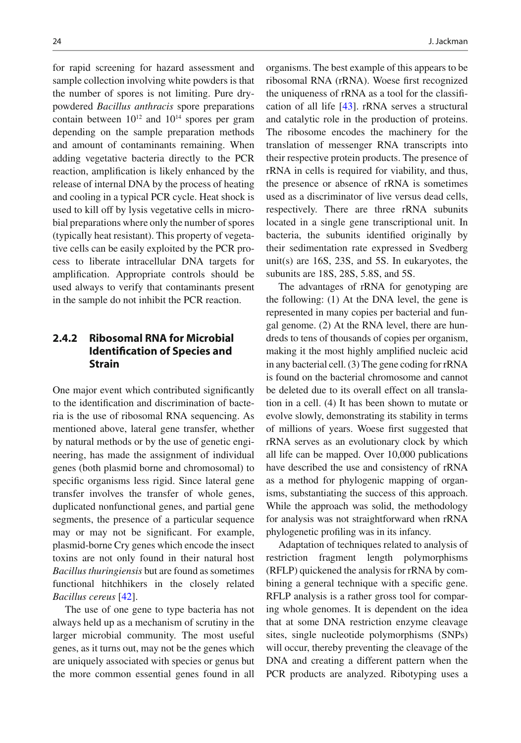for rapid screening for hazard assessment and sample collection involving white powders is that the number of spores is not limiting. Pure dry-powdered *Bacillus anthracis* spore preparations contain between $10^{12}$ and $10^{14}$ spores per gram depending on the sample preparation methods and amount of contaminants remaining. When adding vegetative bacteria directly to the PCR reaction, amplification is likely enhanced by the release of internal DNA by the process of heating and cooling in a typical PCR cycle. Heat shock is used to kill off by lysis vegetative cells in microbial preparations where only the number of spores (typically heat resistant). This property of vegetative cells can be easily exploited by the PCR process to liberate intracellular DNA targets for amplification. Appropriate controls should be used always to verify that contaminants present in the sample do not inhibit the PCR reaction.

### 2.4.2 Ribosomal RNA for Microbial Identification of Species and Strain

One major event which contributed significantly to the identification and discrimination of bacteria is the use of ribosomal RNA sequencing. As mentioned above, lateral gene transfer, whether by natural methods or by the use of genetic engineering, has made the assignment of individual genes (both plasmid borne and chromosomal) to specific organisms less rigid. Since lateral gene transfer involves the transfer of whole genes, duplicated nonfunctional genes, and partial gene segments, the presence of a particular sequence may or may not be significant. For example, plasmid-borne Cry genes which encode the insect toxins are not only found in their natural host *Bacillus thuringiensis* but are found as sometimes functional hitchhikers in the closely related *Bacillus cereus* [42].

The use of one gene to type bacteria has not always held up as a mechanism of scrutiny in the larger microbial community. The most useful genes, as it turns out, may not be the genes which are uniquely associated with species or genus but the more common essential genes found in all organisms. The best example of this appears to be ribosomal RNA (rRNA). Woese first recognized the uniqueness of rRNA as a tool for the classification of all life [43]. rRNA serves a structural and catalytic role in the production of proteins. The ribosome encodes the machinery for the translation of messenger RNA transcripts into their respective protein products. The presence of rRNA in cells is required for viability, and thus, the presence or absence of rRNA is sometimes used as a discriminator of live versus dead cells, respectively. There are three rRNA subunits located in a single gene transcriptional unit. In bacteria, the subunits identified originally by their sedimentation rate expressed in Svedberg unit(s) are 16S, 23S, and 5S. In eukaryotes, the subunits are 18S, 28S, 5.8S, and 5S.

The advantages of rRNA for genotyping are the following: (1) At the DNA level, the gene is represented in many copies per bacterial and fungal genome. (2) At the RNA level, there are hundreds to tens of thousands of copies per organism, making it the most highly amplified nucleic acid in any bacterial cell. (3) The gene coding for rRNA is found on the bacterial chromosome and cannot be deleted due to its overall effect on all translation in a cell. (4) It has been shown to mutate or evolve slowly, demonstrating its stability in terms of millions of years. Woese first suggested that rRNA serves as an evolutionary clock by which all life can be mapped. Over 10,000 publications have described the use and consistency of rRNA as a method for phylogenic mapping of organisms, substantiating the success of this approach. While the approach was solid, the methodology for analysis was not straightforward when rRNA phylogenetic profiling was in its infancy.

Adaptation of techniques related to analysis of restriction fragment length polymorphisms (RFLP) quickened the analysis for rRNA by combining a general technique with a specific gene. RFLP analysis is a rather gross tool for comparing whole genomes. It is dependent on the idea that at some DNA restriction enzyme cleavage sites, single nucleotide polymorphisms (SNPs) will occur, thereby preventing the cleavage of the DNA and creating a different pattern when the PCR products are analyzed. Ribotyping uses a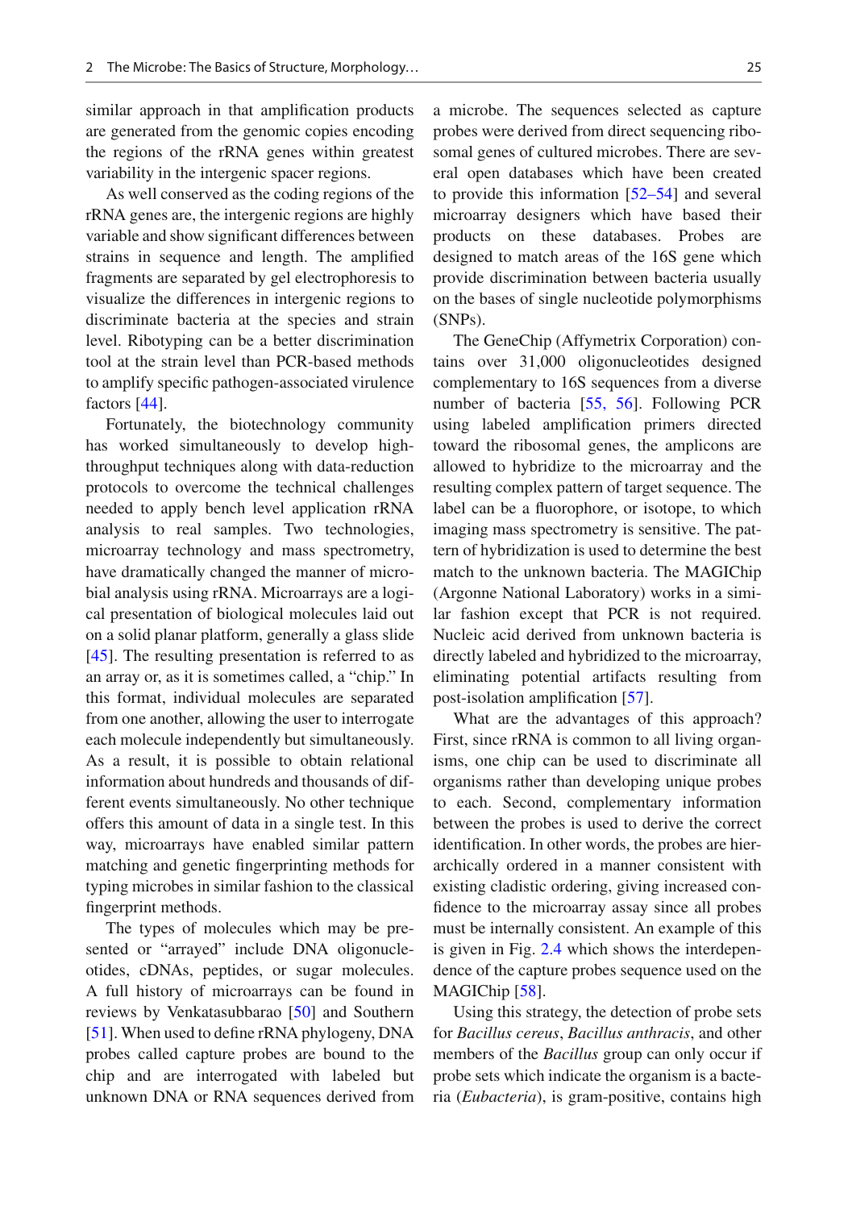similar approach in that amplification products are generated from the genomic copies encoding the regions of the rRNA genes within greatest variability in the intergenic spacer regions.

As well conserved as the coding regions of the rRNA genes are, the intergenic regions are highly variable and show significant differences between strains in sequence and length. The amplified fragments are separated by gel electrophoresis to visualize the differences in intergenic regions to discriminate bacteria at the species and strain level. Ribotyping can be a better discrimination tool at the strain level than PCR-based methods to amplify specific pathogen-associated virulence factors [44].

Fortunately, the biotechnology community has worked simultaneously to develop high-throughput techniques along with data-reduction protocols to overcome the technical challenges needed to apply bench level application rRNA analysis to real samples. Two technologies, microarray technology and mass spectrometry, have dramatically changed the manner of microbial analysis using rRNA. Microarrays are a logical presentation of biological molecules laid out on a solid planar platform, generally a glass slide [45]. The resulting presentation is referred to as an array or, as it is sometimes called, a "chip." In this format, individual molecules are separated from one another, allowing the user to interrogate each molecule independently but simultaneously. As a result, it is possible to obtain relational information about hundreds and thousands of different events simultaneously. No other technique offers this amount of data in a single test. In this way, microarrays have enabled similar pattern matching and genetic fingerprinting methods for typing microbes in similar fashion to the classical fingerprint methods.

The types of molecules which may be presented or "arrayed" include DNA oligonucleotides, cDNAs, peptides, or sugar molecules. A full history of microarrays can be found in reviews by Venkatasubbarao [50] and Southern [51]. When used to define rRNA phylogeny, DNA probes called capture probes are bound to the chip and are interrogated with labeled but unknown DNA or RNA sequences derived from a microbe. The sequences selected as capture probes were derived from direct sequencing ribosomal genes of cultured microbes. There are several open databases which have been created to provide this information [52–54] and several microarray designers which have based their products on these databases. Probes are designed to match areas of the 16S gene which provide discrimination between bacteria usually on the bases of single nucleotide polymorphisms (SNPs).

The GeneChip (Affymetrix Corporation) contains over 31,000 oligonucleotides designed complementary to 16S sequences from a diverse number of bacteria [55, 56]. Following PCR using labeled amplification primers directed toward the ribosomal genes, the amplicons are allowed to hybridize to the microarray and the resulting complex pattern of target sequence. The label can be a fluorophore, or isotope, to which imaging mass spectrometry is sensitive. The pattern of hybridization is used to determine the best match to the unknown bacteria. The MAGIChip (Argonne National Laboratory) works in a similar fashion except that PCR is not required. Nucleic acid derived from unknown bacteria is directly labeled and hybridized to the microarray, eliminating potential artifacts resulting from post-isolation amplification [57].

What are the advantages of this approach? First, since rRNA is common to all living organisms, one chip can be used to discriminate all organisms rather than developing unique probes to each. Second, complementary information between the probes is used to derive the correct identification. In other words, the probes are hierarchically ordered in a manner consistent with existing cladistic ordering, giving increased confidence to the microarray assay since all probes must be internally consistent. An example of this is given in Fig. 2.4 which shows the interdependence of the capture probes sequence used on the MAGIChip [58].

Using this strategy, the detection of probe sets for *Bacillus cereus*, *Bacillus anthracis*, and other members of the *Bacillus* group can only occur if probe sets which indicate the organism is a bacteria (*Eubacteria*), is gram-positive, contains high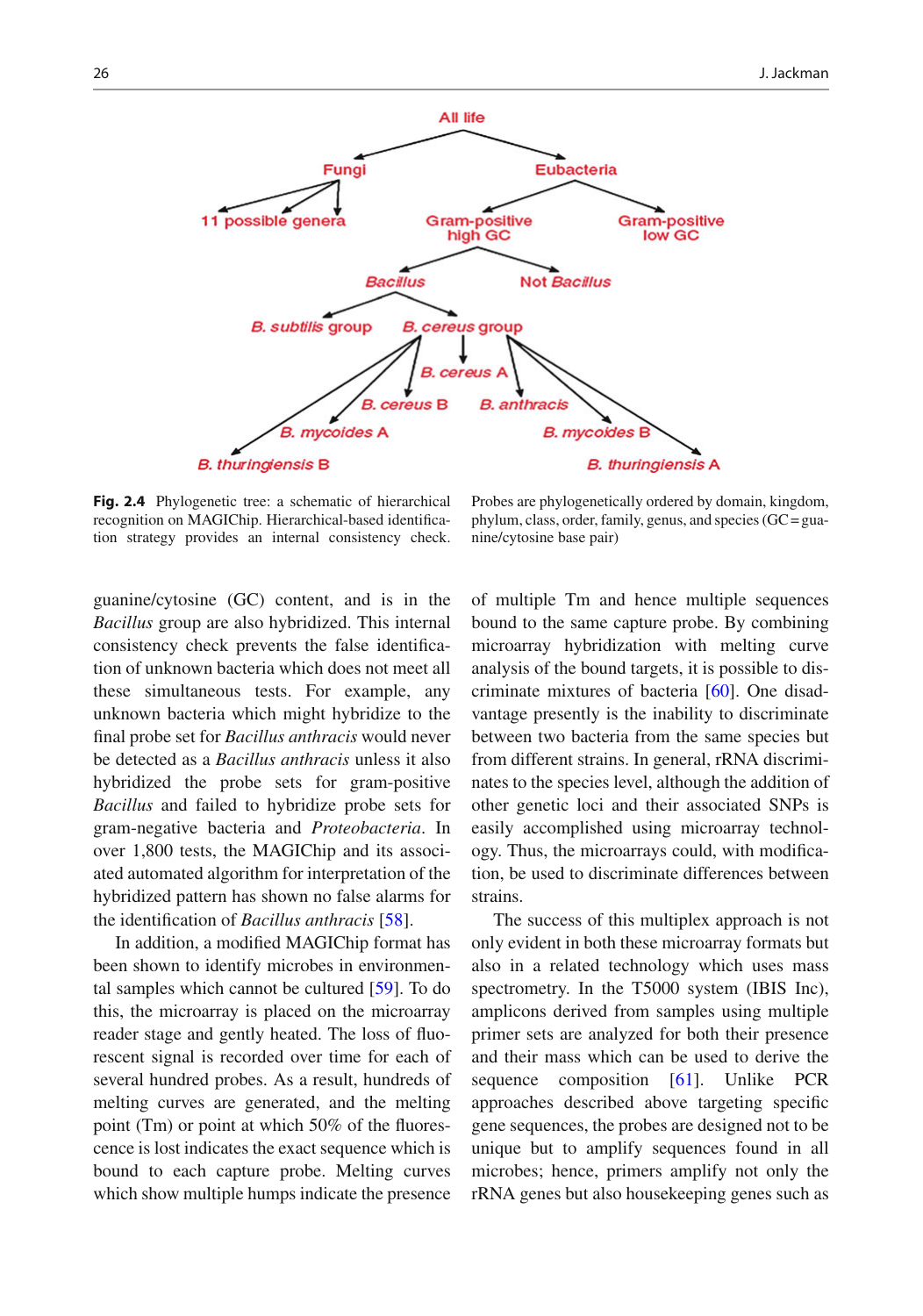**Fig. 2.4** Phylogenetic tree: a schematic of hierarchical recognition on MAGIChip. Hierarchical-based identification strategy provides an internal consistency check. Probes are phylogenetically ordered by domain, kingdom, phylum, class, order, family, genus, and species (GC = guanine/cytosine base pair)

guanine/cytosine (GC) content, and is in the *Bacillus* group are also hybridized. This internal consistency check prevents the false identification of unknown bacteria which does not meet all these simultaneous tests. For example, any unknown bacteria which might hybridize to the final probe set for *Bacillus anthracis* would never be detected as a *Bacillus anthracis* unless it also hybridized the probe sets for gram-positive *Bacillus* and failed to hybridize probe sets for gram-negative bacteria and *Proteobacteria*. In over 1,800 tests, the MAGIChip and its associated automated algorithm for interpretation of the hybridized pattern has shown no false alarms for the identification of *Bacillus anthracis* [58].

In addition, a modified MAGIChip format has been shown to identify microbes in environmental samples which cannot be cultured [59]. To do this, the microarray is placed on the microarray reader stage and gently heated. The loss of fluorescent signal is recorded over time for each of several hundred probes. As a result, hundreds of melting curves are generated, and the melting point (Tm) or point at which 50% of the fluorescence is lost indicates the exact sequence which is bound to each capture probe. Melting curves which show multiple humps indicate the presence of multiple Tm and hence multiple sequences bound to the same capture probe. By combining microarray hybridization with melting curve analysis of the bound targets, it is possible to discriminate mixtures of bacteria [60]. One disadvantage presently is the inability to discriminate between two bacteria from the same species but from different strains. In general, rRNA discriminates to the species level, although the addition of other genetic loci and their associated SNPs is easily accomplished using microarray technology. Thus, the microarrays could, with modification, be used to discriminate differences between strains.

The success of this multiplex approach is not only evident in both these microarray formats but also in a related technology which uses mass spectrometry. In the T5000 system (IBIS Inc), amplicons derived from samples using multiple primer sets are analyzed for both their presence and their mass which can be used to derive the sequence composition [61]. Unlike PCR approaches described above targeting specific gene sequences, the probes are designed not to be unique but to amplify sequences found in all microbes; hence, primers amplify not only the rRNA genes but also housekeeping genes such as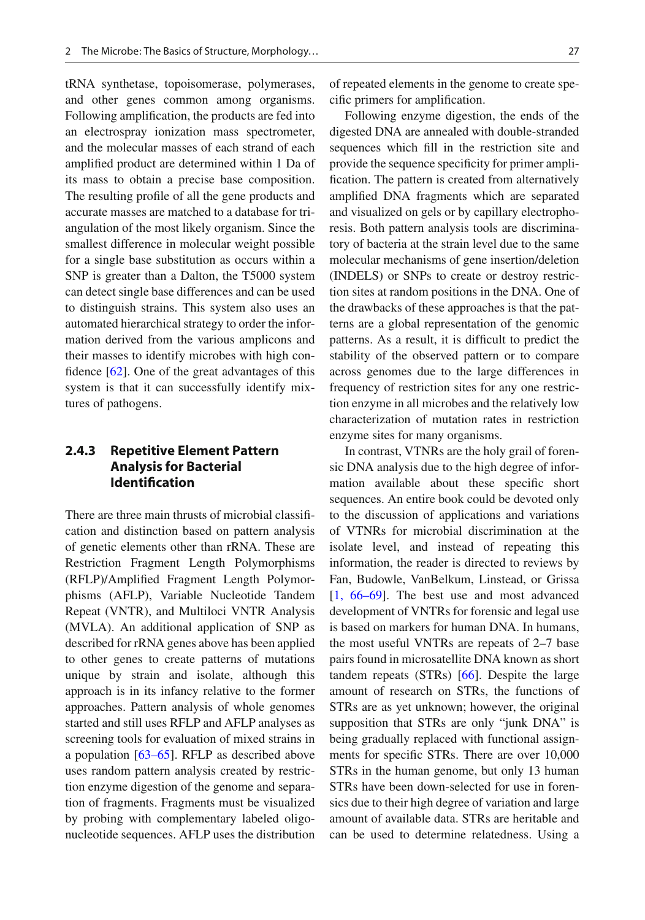tRNA synthetase, topoisomerase, polymerases, and other genes common among organisms. Following amplification, the products are fed into an electrospray ionization mass spectrometer, and the molecular masses of each strand of each amplified product are determined within 1 Da of its mass to obtain a precise base composition. The resulting profile of all the gene products and accurate masses are matched to a database for triangulation of the most likely organism. Since the smallest difference in molecular weight possible for a single base substitution as occurs within a SNP is greater than a Dalton, the T5000 system can detect single base differences and can be used to distinguish strains. This system also uses an automated hierarchical strategy to order the information derived from the various amplicons and their masses to identify microbes with high confidence [62]. One of the great advantages of this system is that it can successfully identify mixtures of pathogens.

### 2.4.3 Repetitive Element Pattern Analysis for Bacterial Identification

There are three main thrusts of microbial classification and distinction based on pattern analysis of genetic elements other than rRNA. These are Restriction Fragment Length Polymorphisms (RFLP)/Amplified Fragment Length Polymorphisms (AFLP), Variable Nucleotide Tandem Repeat (VNTR), and Multiloci VNTR Analysis (MVLA). An additional application of SNP as described for rRNA genes above has been applied to other genes to create patterns of mutations unique by strain and isolate, although this approach is in its infancy relative to the former approaches. Pattern analysis of whole genomes started and still uses RFLP and AFLP analyses as screening tools for evaluation of mixed strains in a population [63–65]. RFLP as described above uses random pattern analysis created by restriction enzyme digestion of the genome and separation of fragments. Fragments must be visualized by probing with complementary labeled oligonucleotide sequences. AFLP uses the distribution of repeated elements in the genome to create specific primers for amplification.

Following enzyme digestion, the ends of the digested DNA are annealed with double-stranded sequences which fill in the restriction site and provide the sequence specificity for primer amplification. The pattern is created from alternatively amplified DNA fragments which are separated and visualized on gels or by capillary electrophoresis. Both pattern analysis tools are discriminatory of bacteria at the strain level due to the same molecular mechanisms of gene insertion/deletion (INDELS) or SNPs to create or destroy restriction sites at random positions in the DNA. One of the drawbacks of these approaches is that the patterns are a global representation of the genomic patterns. As a result, it is difficult to predict the stability of the observed pattern or to compare across genomes due to the large differences in frequency of restriction sites for any one restriction enzyme in all microbes and the relatively low characterization of mutation rates in restriction enzyme sites for many organisms.

In contrast, VTNRs are the holy grail of forensic DNA analysis due to the high degree of information available about these specific short sequences. An entire book could be devoted only to the discussion of applications and variations of VTNRs for microbial discrimination at the isolate level, and instead of repeating this information, the reader is directed to reviews by Fan, Budowle, VanBelkum, Linstead, or Grissa [1, 66–69]. The best use and most advanced development of VNTRs for forensic and legal use is based on markers for human DNA. In humans, the most useful VNTRs are repeats of 2–7 base pairs found in microsatellite DNA known as short tandem repeats (STRs) [66]. Despite the large amount of research on STRs, the functions of STRs are as yet unknown; however, the original supposition that STRs are only "junk DNA" is being gradually replaced with functional assignments for specific STRs. There are over 10,000 STRs in the human genome, but only 13 human STRs have been down-selected for use in forensics due to their high degree of variation and large amount of available data. STRs are heritable and can be used to determine relatedness. Using a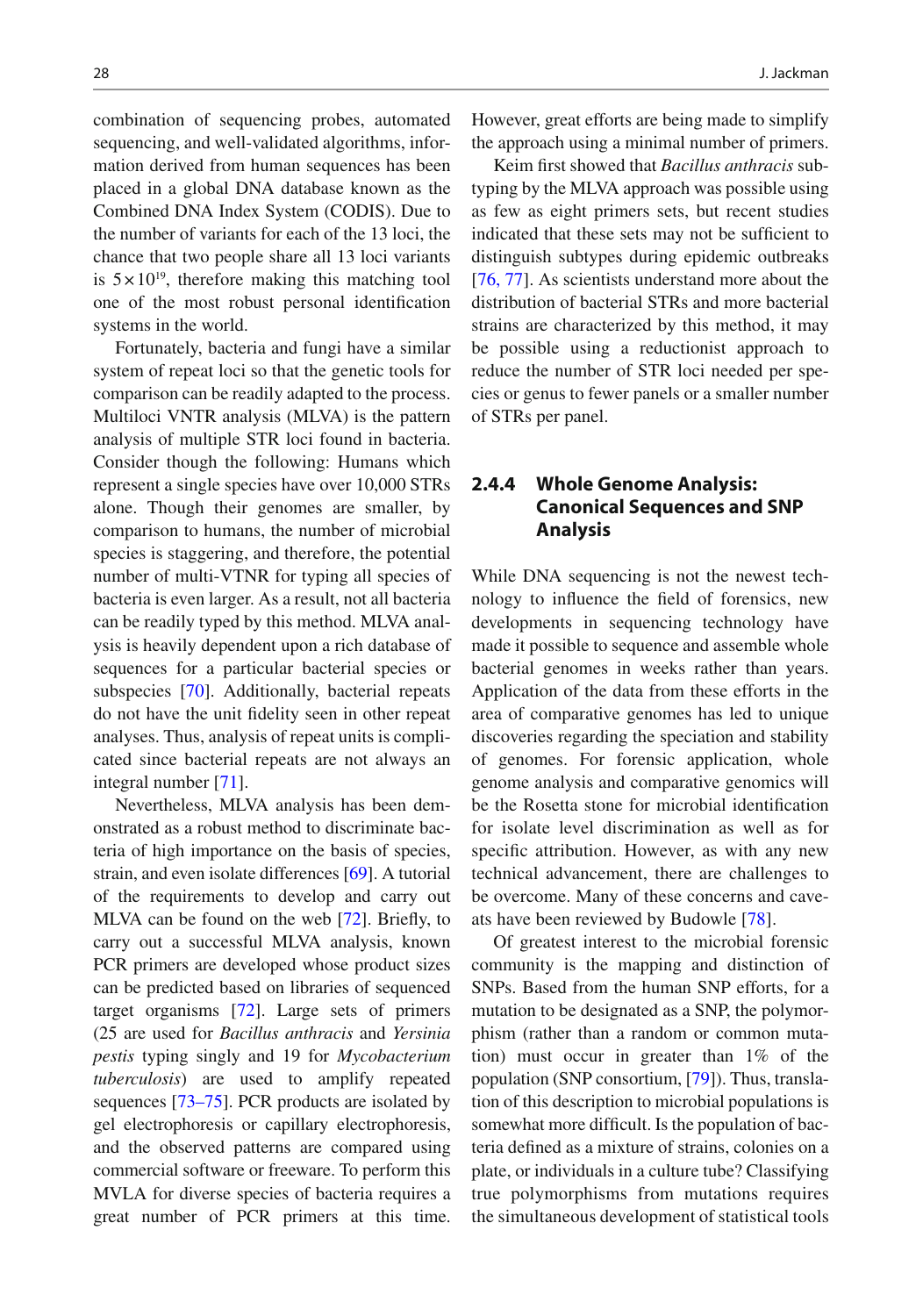combination of sequencing probes, automated sequencing, and well-validated algorithms, information derived from human sequences has been placed in a global DNA database known as the Combined DNA Index System (CODIS). Due to the number of variants for each of the 13 loci, the chance that two people share all 13 loci variants is $5 \times 10^{19}$, therefore making this matching tool one of the most robust personal identification systems in the world.

Fortunately, bacteria and fungi have a similar system of repeat loci so that the genetic tools for comparison can be readily adapted to the process. Multiloci VNTR analysis (MLVA) is the pattern analysis of multiple STR loci found in bacteria. Consider though the following: Humans which represent a single species have over 10,000 STRs alone. Though their genomes are smaller, by comparison to humans, the number of microbial species is staggering, and therefore, the potential number of multi-VTNR for typing all species of bacteria is even larger. As a result, not all bacteria can be readily typed by this method. MLVA analysis is heavily dependent upon a rich database of sequences for a particular bacterial species or subspecies [70]. Additionally, bacterial repeats do not have the unit fidelity seen in other repeat analyses. Thus, analysis of repeat units is complicated since bacterial repeats are not always an integral number [71].

Nevertheless, MLVA analysis has been demonstrated as a robust method to discriminate bacteria of high importance on the basis of species, strain, and even isolate differences [69]. A tutorial of the requirements to develop and carry out MLVA can be found on the web [72]. Briefly, to carry out a successful MLVA analysis, known PCR primers are developed whose product sizes can be predicted based on libraries of sequenced target organisms [72]. Large sets of primers (25 are used for *Bacillus anthracis* and *Yersinia pestis* typing singly and 19 for *Mycobacterium tuberculosis*) are used to amplify repeated sequences [73–75]. PCR products are isolated by gel electrophoresis or capillary electrophoresis, and the observed patterns are compared using commercial software or freeware. To perform this MVLA for diverse species of bacteria requires a great number of PCR primers at this time. However, great efforts are being made to simplify the approach using a minimal number of primers.

Keim first showed that *Bacillus anthracis* subtyping by the MLVA approach was possible using as few as eight primers sets, but recent studies indicated that these sets may not be sufficient to distinguish subtypes during epidemic outbreaks [76, 77]. As scientists understand more about the distribution of bacterial STRs and more bacterial strains are characterized by this method, it may be possible using a reductionist approach to reduce the number of STR loci needed per species or genus to fewer panels or a smaller number of STRs per panel.

### 2.4.4 Whole Genome Analysis: Canonical Sequences and SNP Analysis

While DNA sequencing is not the newest technology to influence the field of forensics, new developments in sequencing technology have made it possible to sequence and assemble whole bacterial genomes in weeks rather than years. Application of the data from these efforts in the area of comparative genomes has led to unique discoveries regarding the speciation and stability of genomes. For forensic application, whole genome analysis and comparative genomics will be the Rosetta stone for microbial identification for isolate level discrimination as well as for specific attribution. However, as with any new technical advancement, there are challenges to be overcome. Many of these concerns and caveats have been reviewed by Budowle [78].

Of greatest interest to the microbial forensic community is the mapping and distinction of SNPs. Based from the human SNP efforts, for a mutation to be designated as a SNP, the polymorphism (rather than a random or common mutation) must occur in greater than 1% of the population (SNP consortium, [79]). Thus, translation of this description to microbial populations is somewhat more difficult. Is the population of bacteria defined as a mixture of strains, colonies on a plate, or individuals in a culture tube? Classifying true polymorphisms from mutations requires the simultaneous development of statistical tools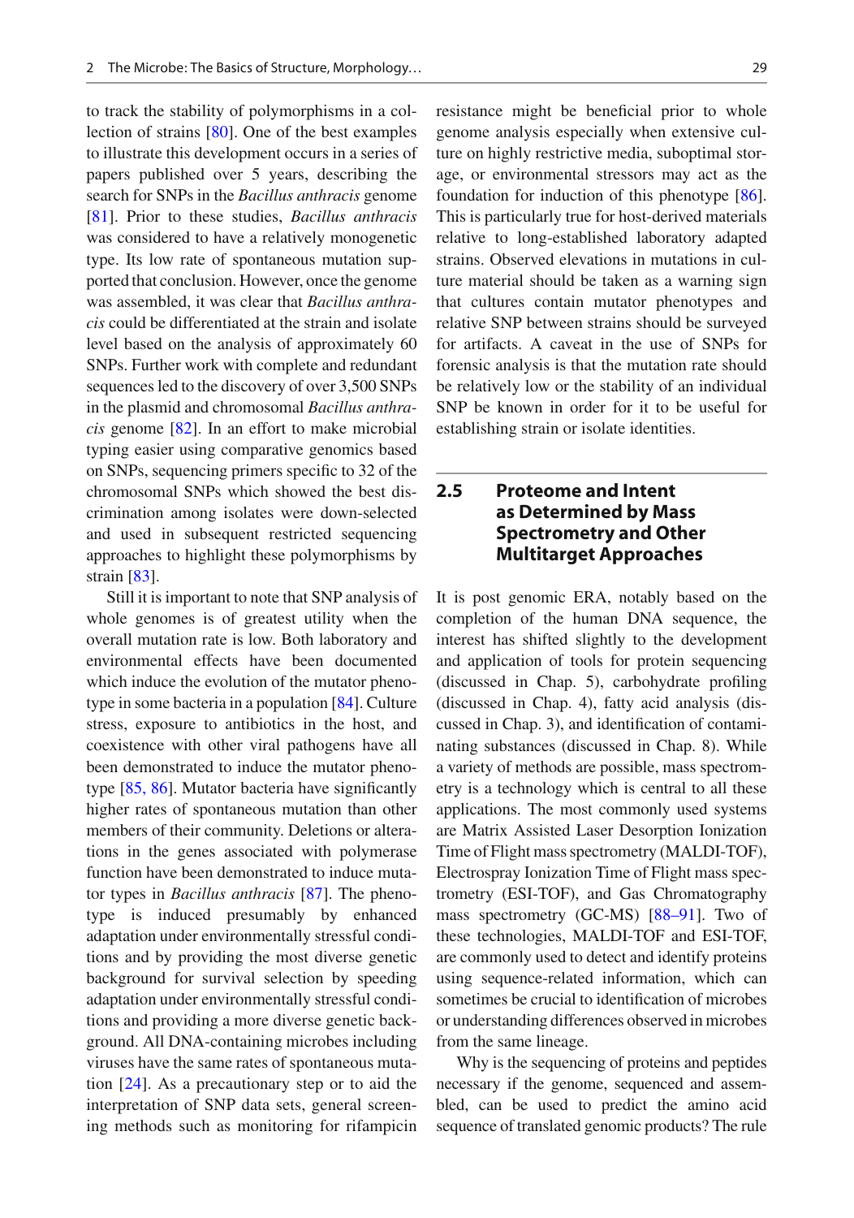to track the stability of polymorphisms in a collection of strains [80]. One of the best examples to illustrate this development occurs in a series of papers published over 5 years, describing the search for SNPs in the *Bacillus anthracis* genome [81]. Prior to these studies, *Bacillus anthracis* was considered to have a relatively monogenetic type. Its low rate of spontaneous mutation supported that conclusion. However, once the genome was assembled, it was clear that *Bacillus anthracis* could be differentiated at the strain and isolate level based on the analysis of approximately 60 SNPs. Further work with complete and redundant sequences led to the discovery of over 3,500 SNPs in the plasmid and chromosomal *Bacillus anthracis* genome [82]. In an effort to make microbial typing easier using comparative genomics based on SNPs, sequencing primers specific to 32 of the chromosomal SNPs which showed the best discrimination among isolates were down-selected and used in subsequent restricted sequencing approaches to highlight these polymorphisms by strain [83].

Still it is important to note that SNP analysis of whole genomes is of greatest utility when the overall mutation rate is low. Both laboratory and environmental effects have been documented which induce the evolution of the mutator phenotype in some bacteria in a population [84]. Culture stress, exposure to antibiotics in the host, and coexistence with other viral pathogens have all been demonstrated to induce the mutator phenotype [85, 86]. Mutator bacteria have significantly higher rates of spontaneous mutation than other members of their community. Deletions or alterations in the genes associated with polymerase function have been demonstrated to induce mutator types in *Bacillus anthracis* [87]. The phenotype is induced presumably by enhanced adaptation under environmentally stressful conditions and by providing the most diverse genetic background for survival selection by speeding adaptation under environmentally stressful conditions and providing a more diverse genetic background. All DNA-containing microbes including viruses have the same rates of spontaneous mutation [24]. As a precautionary step or to aid the interpretation of SNP data sets, general screening methods such as monitoring for rifampicin resistance might be beneficial prior to whole genome analysis especially when extensive culture on highly restrictive media, suboptimal storage, or environmental stressors may act as the foundation for induction of this phenotype [86]. This is particularly true for host-derived materials relative to long-established laboratory adapted strains. Observed elevations in mutations in culture material should be taken as a warning sign that cultures contain mutator phenotypes and relative SNP between strains should be surveyed for artifacts. A caveat in the use of SNPs for forensic analysis is that the mutation rate should be relatively low or the stability of an individual SNP be known in order for it to be useful for establishing strain or isolate identities.

## 2.5 Proteome and Intent as Determined by Mass Spectrometry and Other Multitarget Approaches

It is post genomic ERA, notably based on the completion of the human DNA sequence, the interest has shifted slightly to the development and application of tools for protein sequencing (discussed in Chap. 5), carbohydrate profiling (discussed in Chap. 4), fatty acid analysis (discussed in Chap. 3), and identification of contaminating substances (discussed in Chap. 8). While a variety of methods are possible, mass spectrometry is a technology which is central to all these applications. The most commonly used systems are Matrix Assisted Laser Desorption Ionization Time of Flight mass spectrometry (MALDI-TOF), Electrospray Ionization Time of Flight mass spectrometry (ESI-TOF), and Gas Chromatography mass spectrometry (GC-MS) [88–91]. Two of these technologies, MALDI-TOF and ESI-TOF, are commonly used to detect and identify proteins using sequence-related information, which can sometimes be crucial to identification of microbes or understanding differences observed in microbes from the same lineage.

Why is the sequencing of proteins and peptides necessary if the genome, sequenced and assembled, can be used to predict the amino acid sequence of translated genomic products? The rule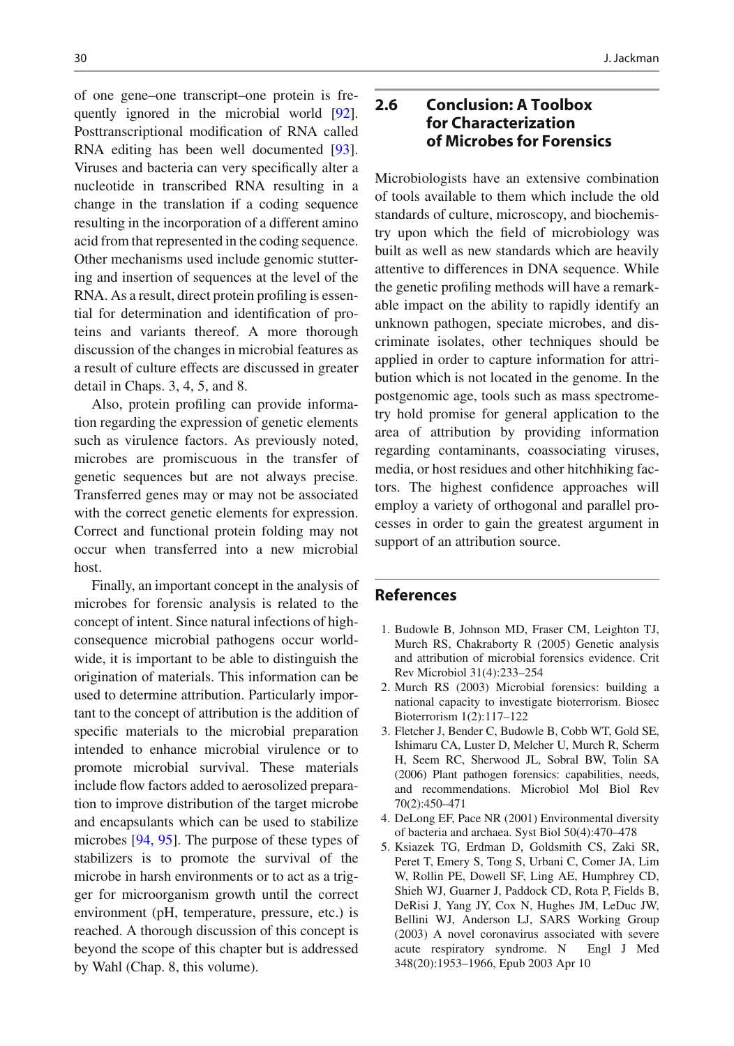of one gene–one transcript–one protein is frequently ignored in the microbial world [92]. Posttranscriptional modification of RNA called RNA editing has been well documented [93]. Viruses and bacteria can very specifically alter a nucleotide in transcribed RNA resulting in a change in the translation if a coding sequence resulting in the incorporation of a different amino acid from that represented in the coding sequence. Other mechanisms used include genomic stuttering and insertion of sequences at the level of the RNA. As a result, direct protein profiling is essential for determination and identification of proteins and variants thereof. A more thorough discussion of the changes in microbial features as a result of culture effects are discussed in greater detail in Chaps. 3, 4, 5, and 8.

Also, protein profiling can provide information regarding the expression of genetic elements such as virulence factors. As previously noted, microbes are promiscuous in the transfer of genetic sequences but are not always precise. Transferred genes may or may not be associated with the correct genetic elements for expression. Correct and functional protein folding may not occur when transferred into a new microbial host.

Finally, an important concept in the analysis of microbes for forensic analysis is related to the concept of intent. Since natural infections of high-consequence microbial pathogens occur worldwide, it is important to be able to distinguish the origination of materials. This information can be used to determine attribution. Particularly important to the concept of attribution is the addition of specific materials to the microbial preparation intended to enhance microbial virulence or to promote microbial survival. These materials include flow factors added to aerosolized preparation to improve distribution of the target microbe and encapsulants which can be used to stabilize microbes [94, 95]. The purpose of these types of stabilizers is to promote the survival of the microbe in harsh environments or to act as a trigger for microorganism growth until the correct environment (pH, temperature, pressure, etc.) is reached. A thorough discussion of this concept is beyond the scope of this chapter but is addressed by Wahl (Chap. 8, this volume).

## 2.6 Conclusion: A Toolbox for Characterization of Microbes for Forensics

Microbiologists have an extensive combination of tools available to them which include the old standards of culture, microscopy, and biochemistry upon which the field of microbiology was built as well as new standards which are heavily attentive to differences in DNA sequence. While the genetic profiling methods will have a remarkable impact on the ability to rapidly identify an unknown pathogen, speciate microbes, and discriminate isolates, other techniques should be applied in order to capture information for attribution which is not located in the genome. In the postgenomic age, tools such as mass spectrometry hold promise for general application to the area of attribution by providing information regarding contaminants, coassociating viruses, media, or host residues and other hitchhiking factors. The highest confidence approaches will employ a variety of orthogonal and parallel processes in order to gain the greatest argument in support of an attribution source.

## References

1. Budowle B, Johnson MD, Fraser CM, Leighton TJ, Murch RS, Chakraborty R (2005) Genetic analysis and attribution of microbial forensics evidence. Crit Rev Microbiol 31(4):233–254
2. Murch RS (2003) Microbial forensics: building a national capacity to investigate bioterrorism. Biosec Bioterrorism 1(2):117–122
3. Fletcher J, Bender C, Budowle B, Cobb WT, Gold SE, Ishimaru CA, Luster D, Melcher U, Murch R, Scherm H, Seem RC, Sherwood JL, Sobral BW, Tolin SA (2006) Plant pathogen forensics: capabilities, needs, and recommendations. Microbiol Mol Biol Rev 70(2):450–471
4. DeLong EF, Pace NR (2001) Environmental diversity of bacteria and archaea. Syst Biol 50(4):470–478
5. Ksiazek TG, Erdman D, Goldsmith CS, Zaki SR, Peret T, Emery S, Tong S, Urbani C, Comer JA, Lim W, Rollin PE, Dowell SF, Ling AE, Humphrey CD, Shieh WJ, Guarner J, Paddock CD, Rota P, Fields B, DeRisi J, Yang JY, Cox N, Hughes JM, LeDuc JW, Bellini WJ, Anderson LJ, SARS Working Group (2003) A novel coronavirus associated with severe acute respiratory syndrome. N Engl J Med 348(20):1953–1966, Epub 2003 Apr 10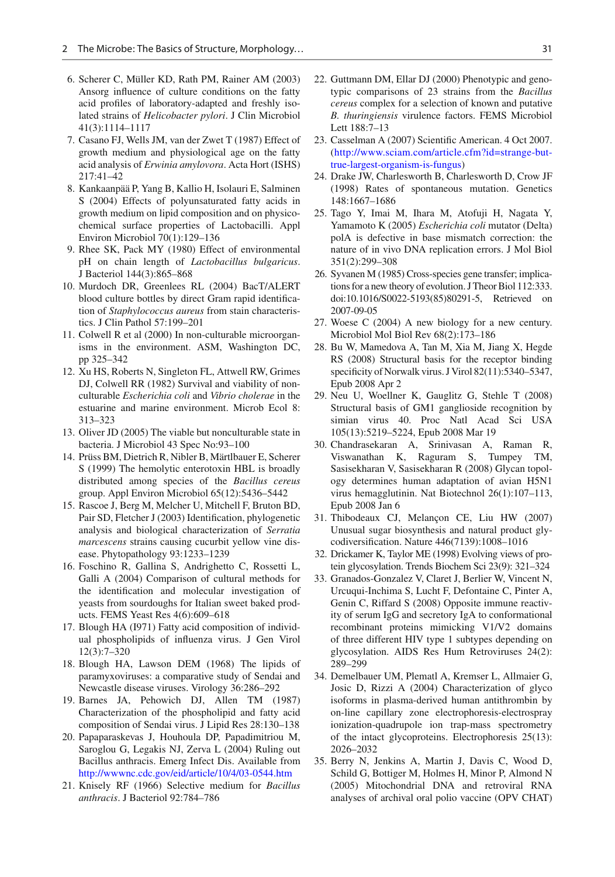6. Scherer C, Müller KD, Rath PM, Rainer AM (2003) Ansorg influence of culture conditions on the fatty acid profiles of laboratory-adapted and freshly isolated strains of *Helicobacter pylori*. J Clin Microbiol 41(3):1114–1117
7. Casano FJ, Wells JM, van der Zwet T (1987) Effect of growth medium and physiological age on the fatty acid analysis of *Erwinia amylovora*. Acta Hort (ISHS) 217:41–42
8. Kankaanpää P, Yang B, Kallio H, Isolauri E, Salminen S (2004) Effects of polyunsaturated fatty acids in growth medium on lipid composition and on physicochemical surface properties of Lactobacilli. Appl Environ Microbiol 70(1):129–136
9. Rhee SK, Pack MY (1980) Effect of environmental pH on chain length of *Lactobacillus bulgaricus*. J Bacteriol 144(3):865–868
10. Murdoch DR, Greenlees RL (2004) BacT/ALERT blood culture bottles by direct Gram rapid identification of *Staphylococcus aureus* from stain characteristics. J Clin Pathol 57:199–201
11. Colwell R et al (2000) In non-culturable microorganisms in the environment. ASM, Washington DC, pp 325–342
12. Xu HS, Roberts N, Singleton FL, Attwell RW, Grimes DJ, Colwell RR (1982) Survival and viability of nonculturable *Escherichia coli* and *Vibrio cholerae* in the estuarine and marine environment. Microb Ecol 8: 313–323
13. Oliver JD (2005) The viable but noncultur­able state in bacteria. J Microbiol 43 Spec No:93–100
14. Prüss BM, Dietrich R, Nibler B, Märtlbauer E, Scherer S (1999) The hemolytic enterotoxin HBL is broadly distributed among species of the *Bacillus cereus* group. Appl Environ Microbiol 65(12):5436–5442
15. Rascoe J, Berg M, Melcher U, Mitchell F, Bruton BD, Pair SD, Fletcher J (2003) Identification, phylogenetic analysis and biological characterization of *Serratia marcescens* strains causing cucurbit yellow vine disease. Phytopathology 93:1233–1239
16. Foschino R, Gallina S, Andrighetto C, Rossetti L, Galli A (2004) Comparison of cultural methods for the identification and molecular investigation of yeasts from sourdoughs for Italian sweet baked products. FEMS Yeast Res 4(6):609–618
17. Blough HA (I971) Fatty acid composition of individual phospholipids of influenza virus. J Gen Virol 12(3):7–320
18. Blough HA, Lawson DEM (1968) The lipids of paramyxoviruses: a comparative study of Sendai and Newcastle disease viruses. Virology 36:286–292
19. Barnes JA, Pehowich DJ, Allen TM (1987) Characterization of the phospholipid and fatty acid composition of Sendai virus. J Lipid Res 28:130–138
20. Papaparaskevas J, Houhoula DP, Papadimitriou M, Saroglou G, Legakis NJ, Zerva L (2004) Ruling out Bacillus anthracis. Emerg Infect Dis. Available from http://wwwnc.cdc.gov/eid/article/10/4/03-0544.htm
21. Knisely RF (1966) Selective medium for *Bacillus anthracis*. J Bacteriol 92:784–786
22. Guttmann DM, Ellar DJ (2000) Phenotypic and genotypic comparisons of 23 strains from the *Bacillus cereus* complex for a selection of known and putative *B. thuringiensis* virulence factors. FEMS Microbiol Lett 188:7–13
23. Casselman A (2007) Scientific American. 4 Oct 2007. (http://www.sciam.com/article.cfm?id=strange-but-true-largest-organism-is-fungus)
24. Drake JW, Charlesworth B, Charlesworth D, Crow JF (1998) Rates of spontaneous mutation. Genetics 148:1667–1686
25. Tago Y, Imai M, Ihara M, Atofuji H, Nagata Y, Yamamoto K (2005) *Escherichia coli* mutator (Delta) polA is defective in base mismatch correction: the nature of in vivo DNA replication errors. J Mol Biol 351(2):299–308
26. Syvanen M (1985) Cross-species gene transfer; implications for a new theory of evolution. J Theor Biol 112:333. doi:10.1016/S0022-5193(85)80291-5, Retrieved on 2007-09-05
27. Woese C (2004) A new biology for a new century. Microbiol Mol Biol Rev 68(2):173–186
28. Bu W, Mamedova A, Tan M, Xia M, Jiang X, Hegde RS (2008) Structural basis for the receptor binding specificity of Norwalk virus. J Virol 82(11):5340–5347, Epub 2008 Apr 2
29. Neu U, Woellner K, Gauglitz G, Stehle T (2008) Structural basis of GM1 ganglioside recognition by simian virus 40. Proc Natl Acad Sci USA 105(13):5219–5224, Epub 2008 Mar 19
30. Chandrasekaran A, Srinivasan A, Raman R, Viswanathan K, Raguram S, Tumpey TM, Sasisekharan V, Sasisekharan R (2008) Glycan topology determines human adaptation of avian H5N1 virus hemagglutinin. Nat Biotechnol 26(1):107–113, Epub 2008 Jan 6
31. Thibodeaux CJ, Melançon CE, Liu HW (2007) Unusual sugar biosynthesis and natural product glycodiversification. Nature 446(7139):1008–1016
32. Drickamer K, Taylor ME (1998) Evolving views of protein glycosylation. Trends Biochem Sci 23(9): 321–324
33. Granados-Gonzalez V, Claret J, Berlier W, Vincent N, Urcuqui-Inchima S, Lucht F, Defontaine C, Pinter A, Genin C, Riffard S (2008) Opposite immune reactivity of serum IgG and secretory IgA to conformational recombinant proteins mimicking V1/V2 domains of three different HIV type 1 subtypes depending on glycosylation. AIDS Res Hum Retroviruses 24(2): 289–299
34. Demelbauer UM, Plematl A, Kremser L, Allmaier G, Josic D, Rizzi A (2004) Characterization of glyco isoforms in plasma-derived human antithrombin by on-line capillary zone electrophoresis-electrospray ionization-quadrupole ion trap-mass spectrometry of the intact glycoproteins. Electrophoresis 25(13): 2026–2032
35. Berry N, Jenkins A, Martin J, Davis C, Wood D, Schild G, Bottiger M, Holmes H, Minor P, Almond N (2005) Mitochondrial DNA and retroviral RNA analyses of archival oral polio vaccine (OPV CHAT)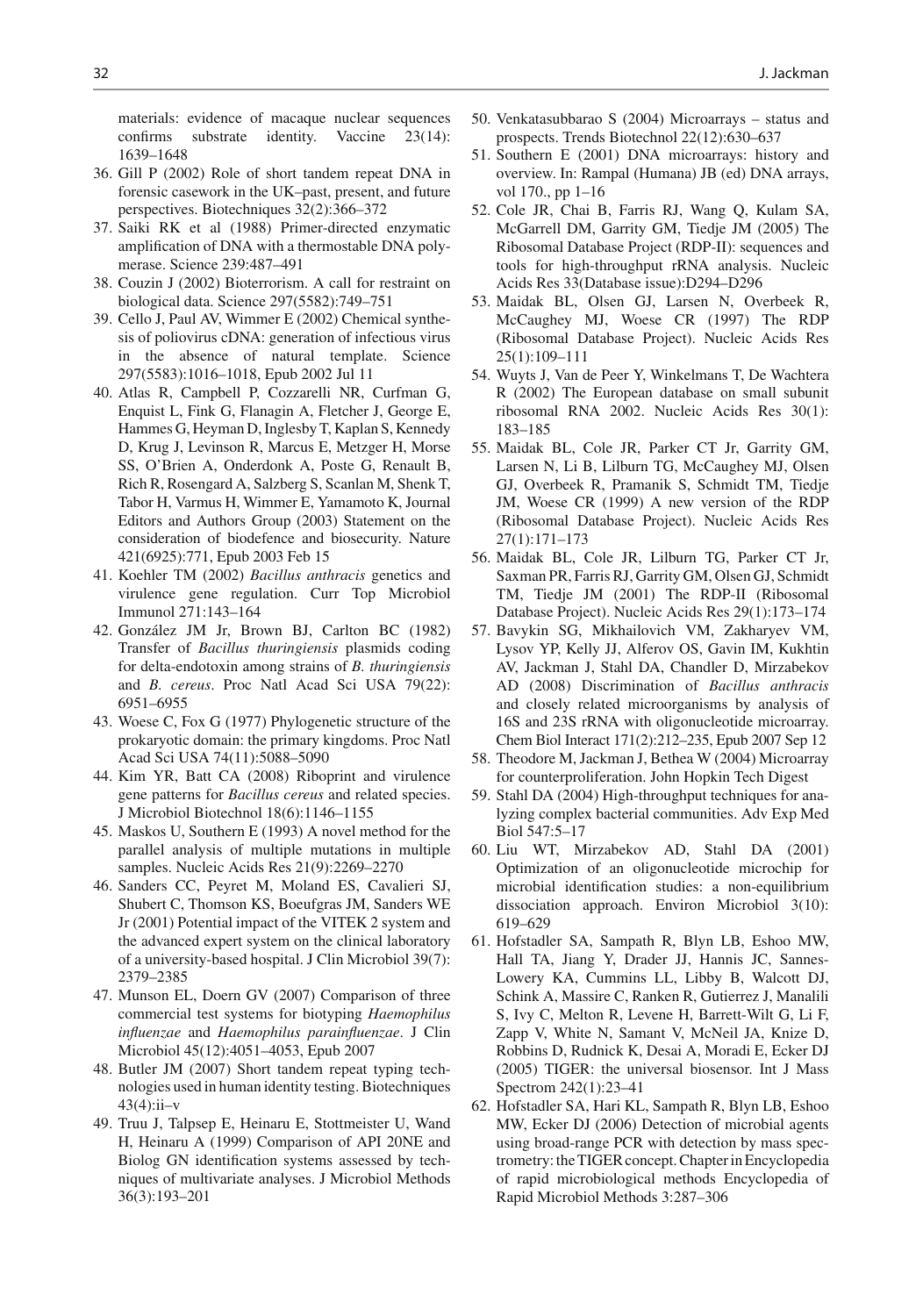materials: evidence of macaque nuclear sequences confirms substrate identity. Vaccine 23(14): 1639–1648

36. Gill P (2002) Role of short tandem repeat DNA in forensic casework in the UK–past, present, and future perspectives. Biotechniques 32(2):366–372
37. Saiki RK et al (1988) Primer-directed enzymatic amplification of DNA with a thermostable DNA polymerase. Science 239:487–491
38. Couzin J (2002) Bioterrorism. A call for restraint on biological data. Science 297(5582):749–751
39. Cello J, Paul AV, Wimmer E (2002) Chemical synthesis of poliovirus cDNA: generation of infectious virus in the absence of natural template. Science 297(5583):1016–1018, Epub 2002 Jul 11
40. Atlas R, Campbell P, Cozzarelli NR, Curfman G, Enquist L, Fink G, Flanagin A, Fletcher J, George E, Hammes G, Heyman D, Inglesby T, Kaplan S, Kennedy D, Krug J, Levinson R, Marcus E, Metzger H, Morse SS, O'Brien A, Onderdonk A, Poste G, Renault B, Rich R, Rosengard A, Salzberg S, Scanlan M, Shenk T, Tabor H, Varmus H, Wimmer E, Yamamoto K, Journal Editors and Authors Group (2003) Statement on the consideration of biodefence and biosecurity. Nature 421(6925):771, Epub 2003 Feb 15
41. Koehler TM (2002) *Bacillus anthracis* genetics and virulence gene regulation. Curr Top Microbiol Immunol 271:143–164
42. González JM Jr, Brown BJ, Carlton BC (1982) Transfer of *Bacillus thuringiensis* plasmids coding for delta-endotoxin among strains of *B. thuringiensis* and *B. cereus*. Proc Natl Acad Sci USA 79(22): 6951–6955
43. Woese C, Fox G (1977) Phylogenetic structure of the prokaryotic domain: the primary kingdoms. Proc Natl Acad Sci USA 74(11):5088–5090
44. Kim YR, Batt CA (2008) Riboprint and virulence gene patterns for *Bacillus cereus* and related species. J Microbiol Biotechnol 18(6):1146–1155
45. Maskos U, Southern E (1993) A novel method for the parallel analysis of multiple mutations in multiple samples. Nucleic Acids Res 21(9):2269–2270
46. Sanders CC, Peyret M, Moland ES, Cavalieri SJ, Shubert C, Thomson KS, Boeufgras JM, Sanders WE Jr (2001) Potential impact of the VITEK 2 system and the advanced expert system on the clinical laboratory of a university-based hospital. J Clin Microbiol 39(7): 2379–2385
47. Munson EL, Doern GV (2007) Comparison of three commercial test systems for biotyping *Haemophilus influenzae* and *Haemophilus parainfluenzae*. J Clin Microbiol 45(12):4051–4053, Epub 2007
48. Butler JM (2007) Short tandem repeat typing technologies used in human identity testing. Biotechniques 43(4):ii–v
49. Truu J, Talpsep E, Heinaru E, Stottmeister U, Wand H, Heinaru A (1999) Comparison of API 20NE and Biolog GN identification systems assessed by techniques of multivariate analyses. J Microbiol Methods 36(3):193–201
50. Venkatasubbarao S (2004) Microarrays – status and prospects. Trends Biotechnol 22(12):630–637
51. Southern E (2001) DNA microarrays: history and overview. In: Rampal (Humana) JB (ed) DNA arrays, vol 170., pp 1–16
52. Cole JR, Chai B, Farris RJ, Wang Q, Kulam SA, McGarrell DM, Garrity GM, Tiedje JM (2005) The Ribosomal Database Project (RDP-II): sequences and tools for high-throughput rRNA analysis. Nucleic Acids Res 33(Database issue):D294–D296
53. Maidak BL, Olsen GJ, Larsen N, Overbeek R, McCaughey MJ, Woese CR (1997) The RDP (Ribosomal Database Project). Nucleic Acids Res 25(1):109–111
54. Wuyts J, Van de Peer Y, Winkelmans T, De Wachtera R (2002) The European database on small subunit ribosomal RNA 2002. Nucleic Acids Res 30(1): 183–185
55. Maidak BL, Cole JR, Parker CT Jr, Garrity GM, Larsen N, Li B, Lilburn TG, McCaughey MJ, Olsen GJ, Overbeek R, Pramanik S, Schmidt TM, Tiedje JM, Woese CR (1999) A new version of the RDP (Ribosomal Database Project). Nucleic Acids Res 27(1):171–173
56. Maidak BL, Cole JR, Lilburn TG, Parker CT Jr, Saxman PR, Farris RJ, Garrity GM, Olsen GJ, Schmidt TM, Tiedje JM (2001) The RDP-II (Ribosomal Database Project). Nucleic Acids Res 29(1):173–174
57. Bavykin SG, Mikhailovich VM, Zakharyev VM, Lysov YP, Kelly JJ, Alferov OS, Gavin IM, Kukhtin AV, Jackman J, Stahl DA, Chandler D, Mirzabekov AD (2008) Discrimination of *Bacillus anthracis* and closely related microorganisms by analysis of 16S and 23S rRNA with oligonucleotide microarray. Chem Biol Interact 171(2):212–235, Epub 2007 Sep 12
58. Theodore M, Jackman J, Bethea W (2004) Microarray for counterproliferation. John Hopkin Tech Digest
59. Stahl DA (2004) High-throughput techniques for analyzing complex bacterial communities. Adv Exp Med Biol 547:5–17
60. Liu WT, Mirzabekov AD, Stahl DA (2001) Optimization of an oligonucleotide microchip for microbial identification studies: a non-equilibrium dissociation approach. Environ Microbiol 3(10): 619–629
61. Hofstadler SA, Sampath R, Blyn LB, Eshoo MW, Hall TA, Jiang Y, Drader JJ, Hannis JC, Sannes-Lowery KA, Cummins LL, Libby B, Walcott DJ, Schink A, Massire C, Ranken R, Gutierrez J, Manalili S, Ivy C, Melton R, Levene H, Barrett-Wilt G, Li F, Zapp V, White N, Samant V, McNeil JA, Knize D, Robbins D, Rudnick K, Desai A, Moradi E, Ecker DJ (2005) TIGER: the universal biosensor. Int J Mass Spectrom 242(1):23–41
62. Hofstadler SA, Hari KL, Sampath R, Blyn LB, Eshoo MW, Ecker DJ (2006) Detection of microbial agents using broad-range PCR with detection by mass spectrometry: the TIGER concept. Chapter in Encyclopedia of rapid microbiological methods Encyclopedia of Rapid Microbiol Methods 3:287–306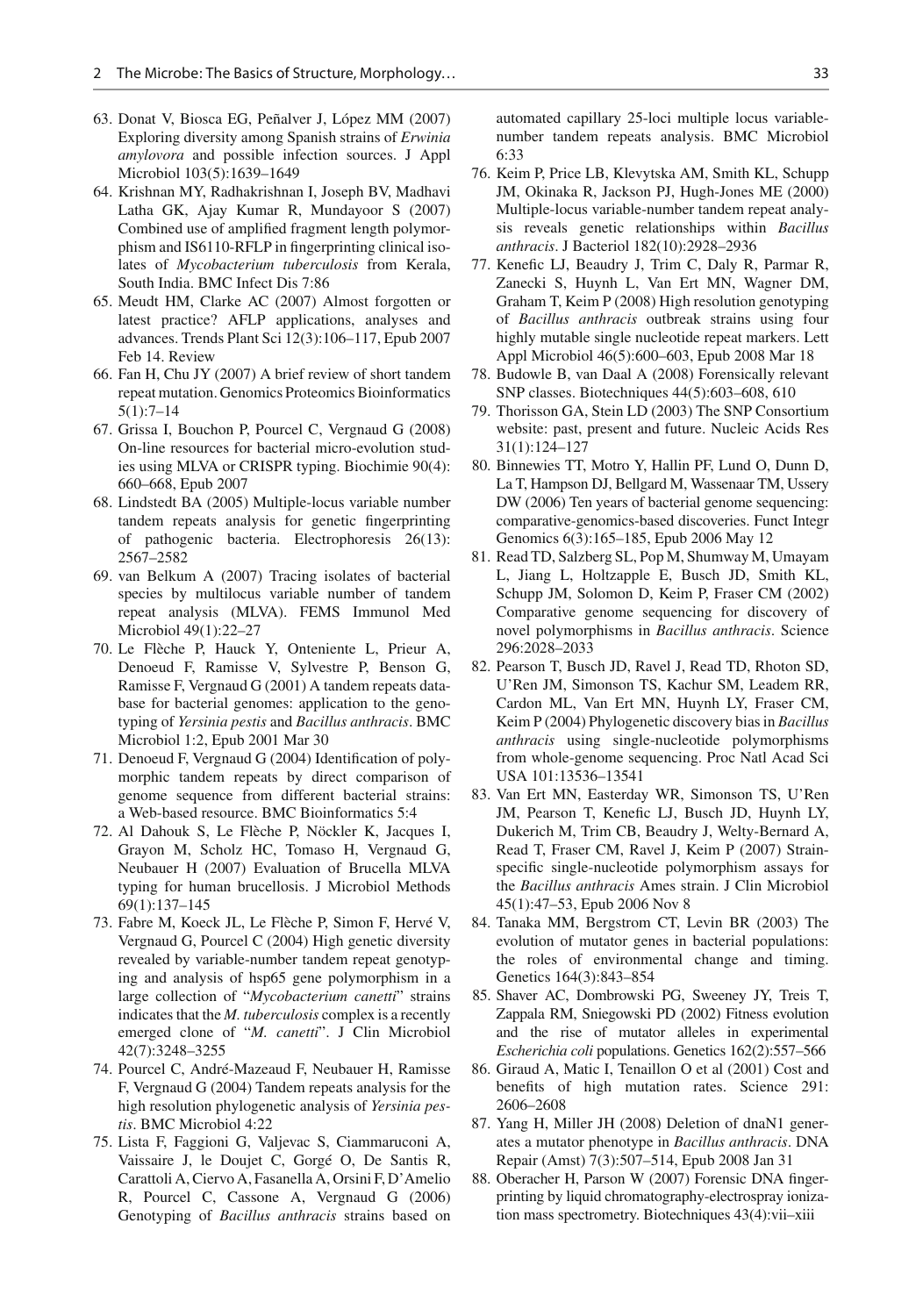63. Donat V, Biosca EG, Peñalver J, López MM (2007) Exploring diversity among Spanish strains of *Erwinia amylovora* and possible infection sources. J Appl Microbiol 103(5):1639–1649
64. Krishnan MY, Radhakrishnan I, Joseph BV, Madhavi Latha GK, Ajay Kumar R, Mundayoor S (2007) Combined use of amplified fragment length polymorphism and IS6110-RFLP in fingerprinting clinical isolates of *Mycobacterium tuberculosis* from Kerala, South India. BMC Infect Dis 7:86
65. Meudt HM, Clarke AC (2007) Almost forgotten or latest practice? AFLP applications, analyses and advances. Trends Plant Sci 12(3):106–117, Epub 2007 Feb 14. Review
66. Fan H, Chu JY (2007) A brief review of short tandem repeat mutation. Genomics Proteomics Bioinformatics 5(1):7–14
67. Grissa I, Bouchon P, Pourcel C, Vergnaud G (2008) On-line resources for bacterial micro-evolution studies using MLVA or CRISPR typing. Biochimie 90(4): 660–668, Epub 2007
68. Lindstedt BA (2005) Multiple-locus variable number tandem repeats analysis for genetic fingerprinting of pathogenic bacteria. Electrophoresis 26(13): 2567–2582
69. van Belkum A (2007) Tracing isolates of bacterial species by multilocus variable number of tandem repeat analysis (MLVA). FEMS Immunol Med Microbiol 49(1):22–27
70. Le Flèche P, Hauck Y, Onteniente L, Prieur A, Denoeud F, Ramisse V, Sylvestre P, Benson G, Ramisse F, Vergnaud G (2001) A tandem repeats database for bacterial genomes: application to the genotyping of *Yersinia pestis* and *Bacillus anthracis*. BMC Microbiol 1:2, Epub 2001 Mar 30
71. Denoeud F, Vergnaud G (2004) Identification of polymorphic tandem repeats by direct comparison of genome sequence from different bacterial strains: a Web-based resource. BMC Bioinformatics 5:4
72. Al Dahouk S, Le Flèche P, Nöckler K, Jacques I, Grayon M, Scholz HC, Tomaso H, Vergnaud G, Neubauer H (2007) Evaluation of Brucella MLVA typing for human brucellosis. J Microbiol Methods 69(1):137–145
73. Fabre M, Koeck JL, Le Flèche P, Simon F, Hervé V, Vergnaud G, Pourcel C (2004) High genetic diversity revealed by variable-number tandem repeat genotyping and analysis of hsp65 gene polymorphism in a large collection of "*Mycobacterium canetti*" strains indicates that the *M. tuberculosis* complex is a recently emerged clone of "*M. canetti*". J Clin Microbiol 42(7):3248–3255
74. Pourcel C, André-Mazeaud F, Neubauer H, Ramisse F, Vergnaud G (2004) Tandem repeats analysis for the high resolution phylogenetic analysis of *Yersinia pestis*. BMC Microbiol 4:22
75. Lista F, Faggioni G, Valjevac S, Ciammaruconi A, Vaissaire J, le Doujet C, Gorgé O, De Santis R, Carattoli A, Ciervo A, Fasanella A, Orsini F, D'Amelio R, Pourcel C, Cassone A, Vergnaud G (2006) Genotyping of *Bacillus anthracis* strains based on automated capillary 25-loci multiple locus variable-number tandem repeats analysis. BMC Microbiol 6:33
76. Keim P, Price LB, Klevytska AM, Smith KL, Schupp JM, Okinaka R, Jackson PJ, Hugh-Jones ME (2000) Multiple-locus variable-number tandem repeat analysis reveals genetic relationships within *Bacillus anthracis*. J Bacteriol 182(10):2928–2936
77. Kenefic LJ, Beaudry J, Trim C, Daly R, Parmar R, Zanecki S, Huynh L, Van Ert MN, Wagner DM, Graham T, Keim P (2008) High resolution genotyping of *Bacillus anthracis* outbreak strains using four highly mutable single nucleotide repeat markers. Lett Appl Microbiol 46(5):600–603, Epub 2008 Mar 18
78. Budowle B, van Daal A (2008) Forensically relevant SNP classes. Biotechniques 44(5):603–608, 610
79. Thorisson GA, Stein LD (2003) The SNP Consortium website: past, present and future. Nucleic Acids Res 31(1):124–127
80. Binnewies TT, Motro Y, Hallin PF, Lund O, Dunn D, La T, Hampson DJ, Bellgard M, Wassenaar TM, Ussery DW (2006) Ten years of bacterial genome sequencing: comparative-genomics-based discoveries. Funct Integr Genomics 6(3):165–185, Epub 2006 May 12
81. Read TD, Salzberg SL, Pop M, Shumway M, Umayam L, Jiang L, Holtzapple E, Busch JD, Smith KL, Schupp JM, Solomon D, Keim P, Fraser CM (2002) Comparative genome sequencing for discovery of novel polymorphisms in *Bacillus anthracis*. Science 296:2028–2033
82. Pearson T, Busch JD, Ravel J, Read TD, Rhoton SD, U'Ren JM, Simonson TS, Kachur SM, Leadem RR, Cardon ML, Van Ert MN, Huynh LY, Fraser CM, Keim P (2004) Phylogenetic discovery bias in *Bacillus anthracis* using single-nucleotide polymorphisms from whole-genome sequencing. Proc Natl Acad Sci USA 101:13536–13541
83. Van Ert MN, Easterday WR, Simonson TS, U'Ren JM, Pearson T, Kenefic LJ, Busch JD, Huynh LY, Dukerich M, Trim CB, Beaudry J, Welty-Bernard A, Read T, Fraser CM, Ravel J, Keim P (2007) Strain-specific single-nucleotide polymorphism assays for the *Bacillus anthracis* Ames strain. J Clin Microbiol 45(1):47–53, Epub 2006 Nov 8
84. Tanaka MM, Bergstrom CT, Levin BR (2003) The evolution of mutator genes in bacterial populations: the roles of environmental change and timing. Genetics 164(3):843–854
85. Shaver AC, Dombrowski PG, Sweeney JY, Treis T, Zappala RM, Sniegowski PD (2002) Fitness evolution and the rise of mutator alleles in experimental *Escherichia coli* populations. Genetics 162(2):557–566
86. Giraud A, Matic I, Tenaillon O et al (2001) Cost and benefits of high mutation rates. Science 291: 2606–2608
87. Yang H, Miller JH (2008) Deletion of dnaN1 generates a mutator phenotype in *Bacillus anthracis*. DNA Repair (Amst) 7(3):507–514, Epub 2008 Jan 31
88. Oberacher H, Parson W (2007) Forensic DNA fingerprinting by liquid chromatography-electrospray ionization mass spectrometry. Biotechniques 43(4):vii–xiii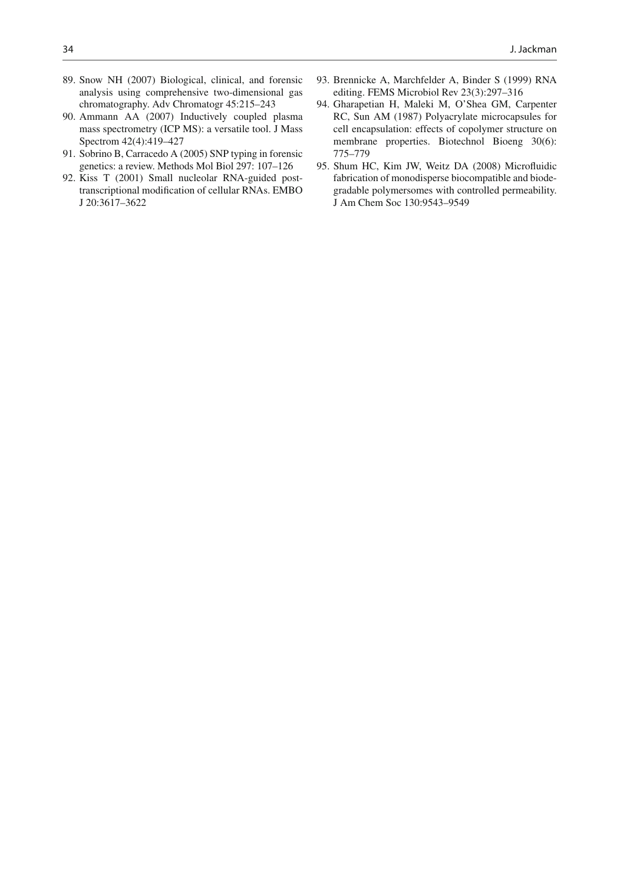89. Snow NH (2007) Biological, clinical, and forensic analysis using comprehensive two-dimensional gas chromatography. Adv Chromatogr 45:215–243
90. Ammann AA (2007) Inductively coupled plasma mass spectrometry (ICP MS): a versatile tool. J Mass Spectrom 42(4):419–427
91. Sobrino B, Carracedo A (2005) SNP typing in forensic genetics: a review. Methods Mol Biol 297: 107–126
92. Kiss T (2001) Small nucleolar RNA-guided post-transcriptional modification of cellular RNAs. EMBO J 20:3617–3622
93. Brennicke A, Marchfelder A, Binder S (1999) RNA editing. FEMS Microbiol Rev 23(3):297–316
94. Gharapetian H, Maleki M, O'Shea GM, Carpenter RC, Sun AM (1987) Polyacrylate microcapsules for cell encapsulation: effects of copolymer structure on membrane properties. Biotechnol Bioeng 30(6): 775–779
95. Shum HC, Kim JW, Weitz DA (2008) Microfluidic fabrication of monodisperse biocompatible and biodegradable polymersomes with controlled permeability. J Am Chem Soc 130:9543–9549